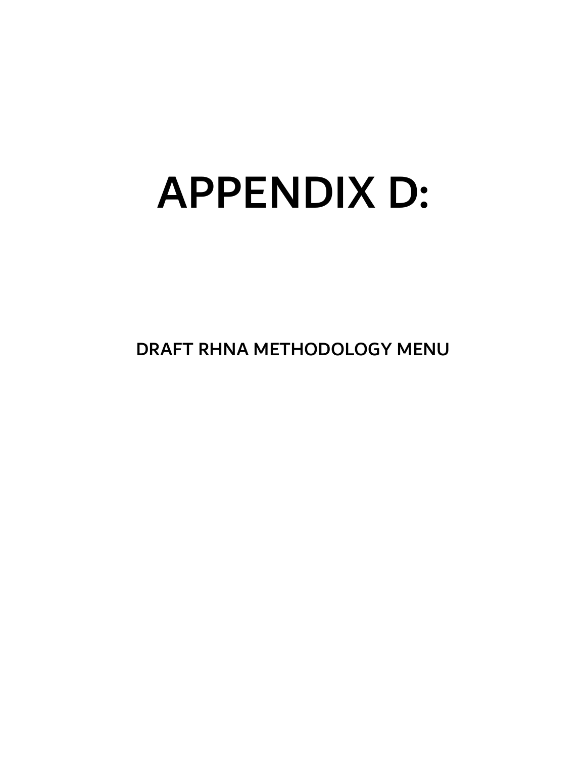# APPENDIX D:

## DRAFT RHNA METHODOLOGY MENU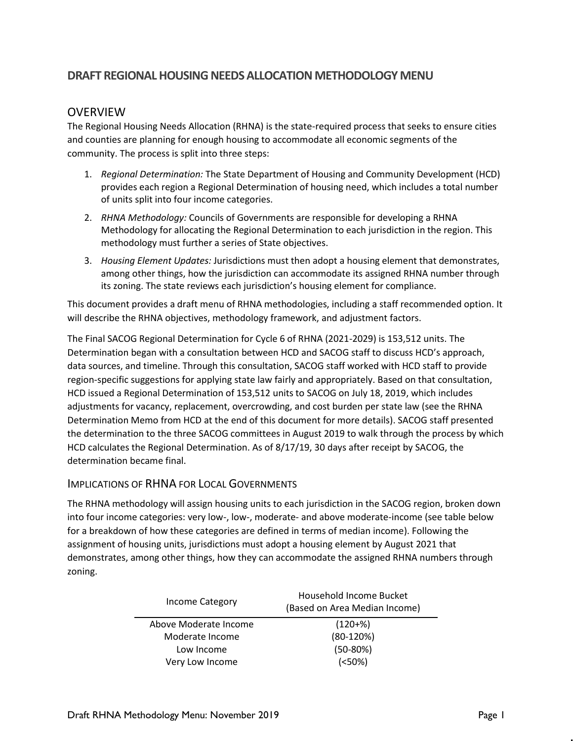## DRAFT REGIONAL HOUSING NEEDS ALLOCATION METHODOLOGY MENU

### OVERVIEW

The Regional Housing Needs Allocation (RHNA) is the state-required process that seeks to ensure cities and counties are planning for enough housing to accommodate all economic segments of the community. The process is split into three steps:

1. *Regional Determination:* The State Department of Housing and Community Development (HCD) provides each region a Regional Determination of housing need, which includes a total number of units split into four income categories.
2. *RHNA Methodology:* Councils of Governments are responsible for developing a RHNA Methodology for allocating the Regional Determination to each jurisdiction in the region. This methodology must further a series of State objectives.
3. *Housing Element Updates:* Jurisdictions must then adopt a housing element that demonstrates, among other things, how the jurisdiction can accommodate its assigned RHNA number through its zoning. The state reviews each jurisdiction's housing element for compliance.

This document provides a draft menu of RHNA methodologies, including a staff recommended option. It will describe the RHNA objectives, methodology framework, and adjustment factors.

The Final SACOG Regional Determination for Cycle 6 of RHNA (2021-2029) is 153,512 units. The Determination began with a consultation between HCD and SACOG staff to discuss HCD's approach, data sources, and timeline. Through this consultation, SACOG staff worked with HCD staff to provide region-specific suggestions for applying state law fairly and appropriately. Based on that consultation, HCD issued a Regional Determination of 153,512 units to SACOG on July 18, 2019, which includes adjustments for vacancy, replacement, overcrowding, and cost burden per state law (see the RHNA Determination Memo from HCD at the end of this document for more details). SACOG staff presented the determination to the three SACOG committees in August 2019 to walk through the process by which HCD calculates the Regional Determination. As of 8/17/19, 30 days after receipt by SACOG, the determination became final.

### IMPLICATIONS OF RHNA FOR LOCAL GOVERNMENTS

The RHNA methodology will assign housing units to each jurisdiction in the SACOG region, broken down into four income categories: very low-, low-, moderate- and above moderate-income (see table below for a breakdown of how these categories are defined in terms of median income). Following the assignment of housing units, jurisdictions must adopt a housing element by August 2021 that demonstrates, among other things, how they can accommodate the assigned RHNA numbers through zoning.

| Income Category | Household Income Bucket (Based on Area Median Income) |
|---|---|
| Above Moderate Income | (120+%) |
| Moderate Income | (80-120%) |
| Low Income | (50-80%) |
| Very Low Income | (<50%) |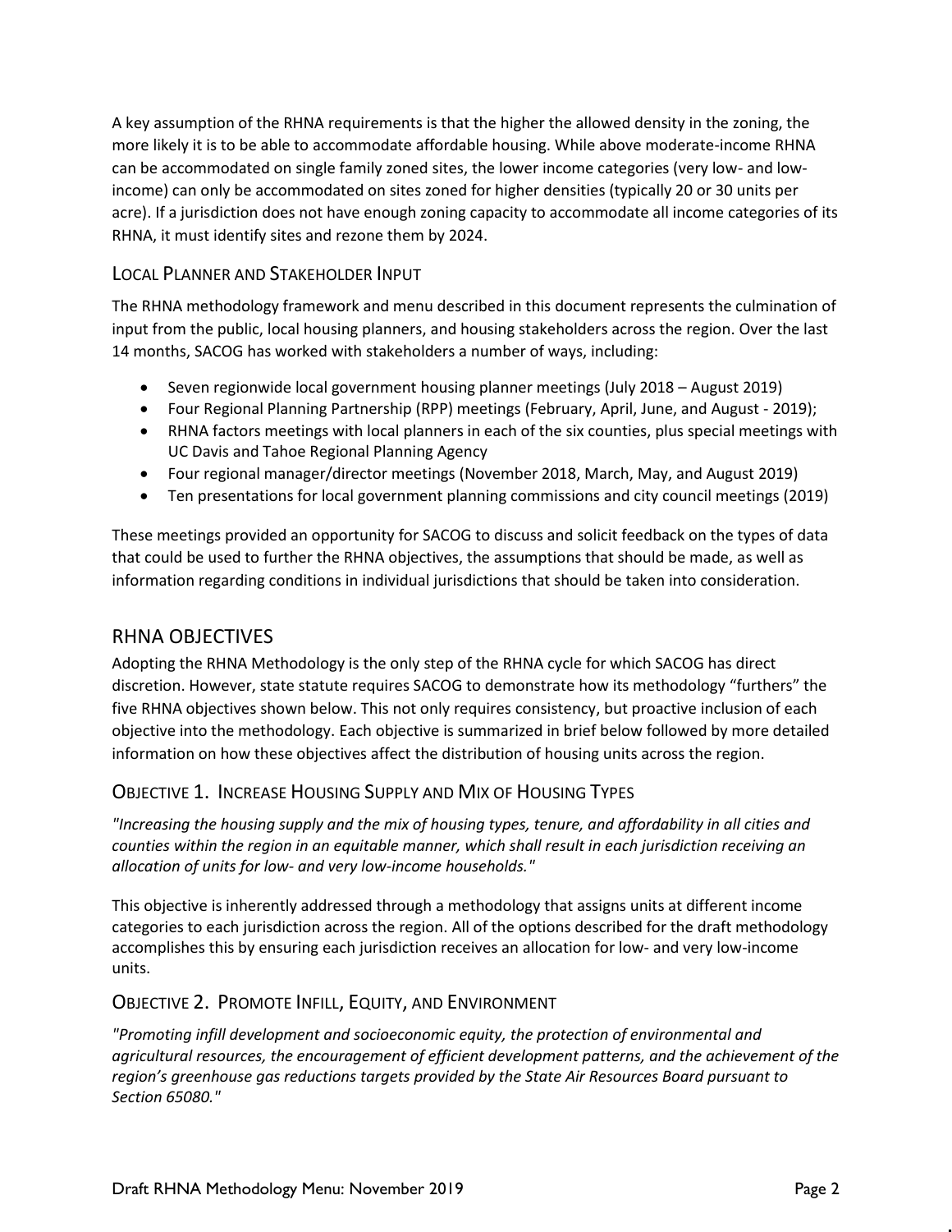A key assumption of the RHNA requirements is that the higher the allowed density in the zoning, the more likely it is to be able to accommodate affordable housing. While above moderate-income RHNA can be accommodated on single family zoned sites, the lower income categories (very low- and low-income) can only be accommodated on sites zoned for higher densities (typically 20 or 30 units per acre). If a jurisdiction does not have enough zoning capacity to accommodate all income categories of its RHNA, it must identify sites and rezone them by 2024.

### Local Planner and Stakeholder Input

The RHNA methodology framework and menu described in this document represents the culmination of input from the public, local housing planners, and housing stakeholders across the region. Over the last 14 months, SACOG has worked with stakeholders a number of ways, including:

- Seven regionwide local government housing planner meetings (July 2018 – August 2019)
- Four Regional Planning Partnership (RPP) meetings (February, April, June, and August - 2019);
- RHNA factors meetings with local planners in each of the six counties, plus special meetings with UC Davis and Tahoe Regional Planning Agency
- Four regional manager/director meetings (November 2018, March, May, and August 2019)
- Ten presentations for local government planning commissions and city council meetings (2019)

These meetings provided an opportunity for SACOG to discuss and solicit feedback on the types of data that could be used to further the RHNA objectives, the assumptions that should be made, as well as information regarding conditions in individual jurisdictions that should be taken into consideration.

## RHNA OBJECTIVES

Adopting the RHNA Methodology is the only step of the RHNA cycle for which SACOG has direct discretion. However, state statute requires SACOG to demonstrate how its methodology "furthers" the five RHNA objectives shown below. This not only requires consistency, but proactive inclusion of each objective into the methodology. Each objective is summarized in brief below followed by more detailed information on how these objectives affect the distribution of housing units across the region.

### Objective 1. Increase Housing Supply and Mix of Housing Types

*"Increasing the housing supply and the mix of housing types, tenure, and affordability in all cities and counties within the region in an equitable manner, which shall result in each jurisdiction receiving an allocation of units for low- and very low-income households."*

This objective is inherently addressed through a methodology that assigns units at different income categories to each jurisdiction across the region. All of the options described for the draft methodology accomplishes this by ensuring each jurisdiction receives an allocation for low- and very low-income units.

### Objective 2. Promote Infill, Equity, and Environment

*"Promoting infill development and socioeconomic equity, the protection of environmental and agricultural resources, the encouragement of efficient development patterns, and the achievement of the region's greenhouse gas reductions targets provided by the State Air Resources Board pursuant to Section 65080."*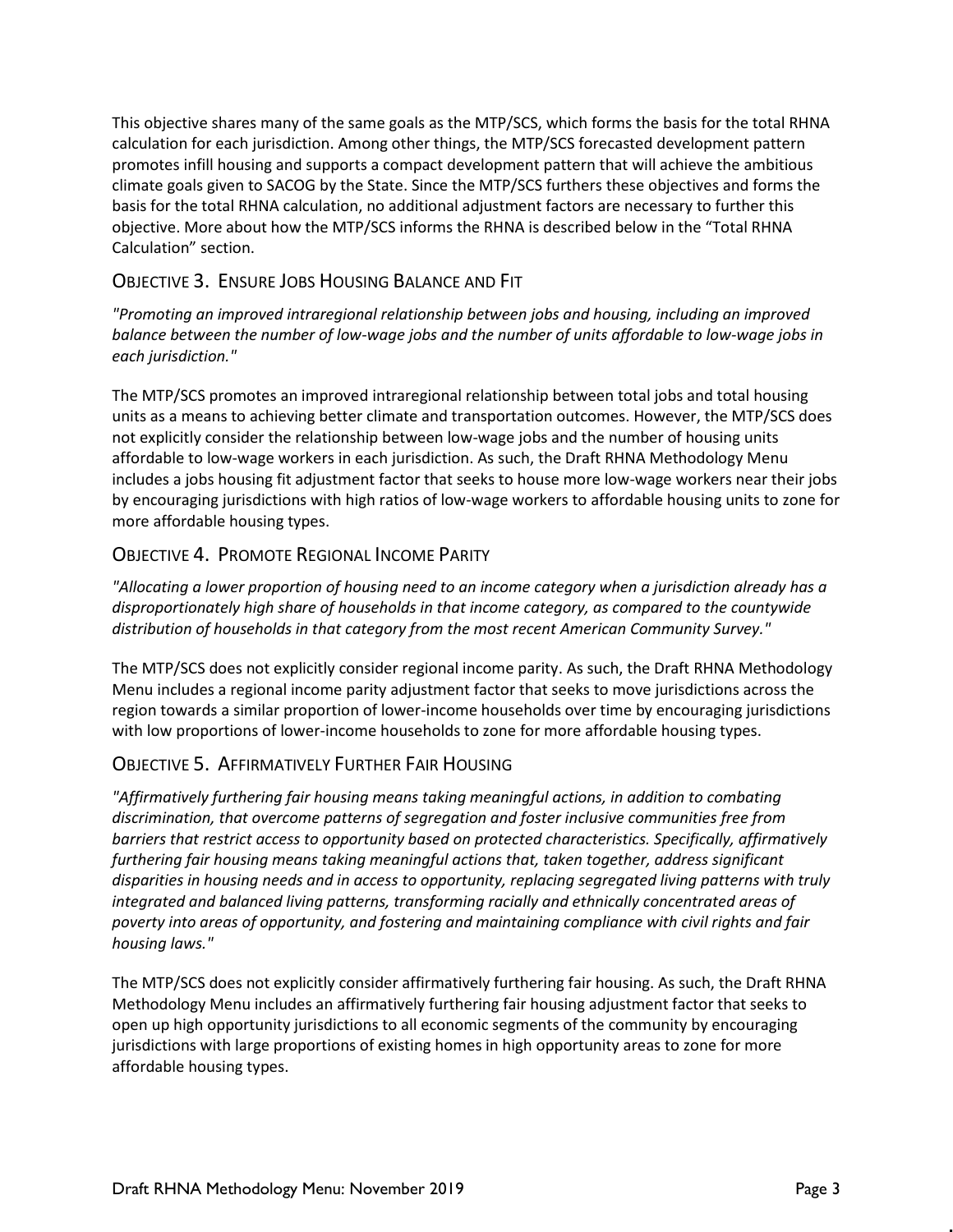This objective shares many of the same goals as the MTP/SCS, which forms the basis for the total RHNA calculation for each jurisdiction. Among other things, the MTP/SCS forecasted development pattern promotes infill housing and supports a compact development pattern that will achieve the ambitious climate goals given to SACOG by the State. Since the MTP/SCS furthers these objectives and forms the basis for the total RHNA calculation, no additional adjustment factors are necessary to further this objective. More about how the MTP/SCS informs the RHNA is described below in the "Total RHNA Calculation" section.

## Objective 3. Ensure Jobs Housing Balance and Fit

*"Promoting an improved intraregional relationship between jobs and housing, including an improved balance between the number of low-wage jobs and the number of units affordable to low-wage jobs in each jurisdiction."*

The MTP/SCS promotes an improved intraregional relationship between total jobs and total housing units as a means to achieving better climate and transportation outcomes. However, the MTP/SCS does not explicitly consider the relationship between low-wage jobs and the number of housing units affordable to low-wage workers in each jurisdiction. As such, the Draft RHNA Methodology Menu includes a jobs housing fit adjustment factor that seeks to house more low-wage workers near their jobs by encouraging jurisdictions with high ratios of low-wage workers to affordable housing units to zone for more affordable housing types.

## Objective 4. Promote Regional Income Parity

*"Allocating a lower proportion of housing need to an income category when a jurisdiction already has a disproportionately high share of households in that income category, as compared to the countywide distribution of households in that category from the most recent American Community Survey."*

The MTP/SCS does not explicitly consider regional income parity. As such, the Draft RHNA Methodology Menu includes a regional income parity adjustment factor that seeks to move jurisdictions across the region towards a similar proportion of lower-income households over time by encouraging jurisdictions with low proportions of lower-income households to zone for more affordable housing types.

## Objective 5. Affirmatively Further Fair Housing

*"Affirmatively furthering fair housing means taking meaningful actions, in addition to combating discrimination, that overcome patterns of segregation and foster inclusive communities free from barriers that restrict access to opportunity based on protected characteristics. Specifically, affirmatively furthering fair housing means taking meaningful actions that, taken together, address significant disparities in housing needs and in access to opportunity, replacing segregated living patterns with truly integrated and balanced living patterns, transforming racially and ethnically concentrated areas of poverty into areas of opportunity, and fostering and maintaining compliance with civil rights and fair housing laws."*

The MTP/SCS does not explicitly consider affirmatively furthering fair housing. As such, the Draft RHNA Methodology Menu includes an affirmatively furthering fair housing adjustment factor that seeks to open up high opportunity jurisdictions to all economic segments of the community by encouraging jurisdictions with large proportions of existing homes in high opportunity areas to zone for more affordable housing types.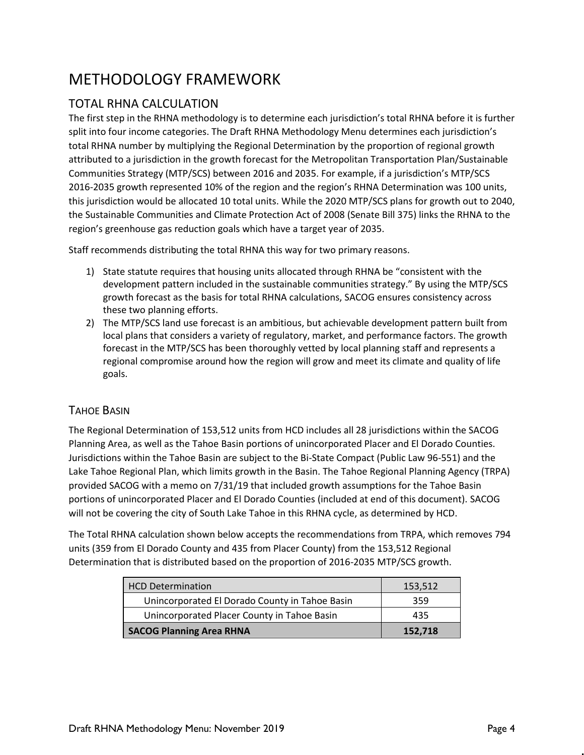# METHODOLOGY FRAMEWORK

## TOTAL RHNA CALCULATION

The first step in the RHNA methodology is to determine each jurisdiction's total RHNA before it is further split into four income categories. The Draft RHNA Methodology Menu determines each jurisdiction's total RHNA number by multiplying the Regional Determination by the proportion of regional growth attributed to a jurisdiction in the growth forecast for the Metropolitan Transportation Plan/Sustainable Communities Strategy (MTP/SCS) between 2016 and 2035. For example, if a jurisdiction's MTP/SCS 2016-2035 growth represented 10% of the region and the region's RHNA Determination was 100 units, this jurisdiction would be allocated 10 total units. While the 2020 MTP/SCS plans for growth out to 2040, the Sustainable Communities and Climate Protection Act of 2008 (Senate Bill 375) links the RHNA to the region's greenhouse gas reduction goals which have a target year of 2035.

Staff recommends distributing the total RHNA this way for two primary reasons.

1) State statute requires that housing units allocated through RHNA be "consistent with the development pattern included in the sustainable communities strategy." By using the MTP/SCS growth forecast as the basis for total RHNA calculations, SACOG ensures consistency across these two planning efforts.
2) The MTP/SCS land use forecast is an ambitious, but achievable development pattern built from local plans that considers a variety of regulatory, market, and performance factors. The growth forecast in the MTP/SCS has been thoroughly vetted by local planning staff and represents a regional compromise around how the region will grow and meet its climate and quality of life goals.

### TAHOE BASIN

The Regional Determination of 153,512 units from HCD includes all 28 jurisdictions within the SACOG Planning Area, as well as the Tahoe Basin portions of unincorporated Placer and El Dorado Counties. Jurisdictions within the Tahoe Basin are subject to the Bi-State Compact (Public Law 96-551) and the Lake Tahoe Regional Plan, which limits growth in the Basin. The Tahoe Regional Planning Agency (TRPA) provided SACOG with a memo on 7/31/19 that included growth assumptions for the Tahoe Basin portions of unincorporated Placer and El Dorado Counties (included at end of this document). SACOG will not be covering the city of South Lake Tahoe in this RHNA cycle, as determined by HCD.

The Total RHNA calculation shown below accepts the recommendations from TRPA, which removes 794 units (359 from El Dorado County and 435 from Placer County) from the 153,512 Regional Determination that is distributed based on the proportion of 2016-2035 MTP/SCS growth.

| HCD Determination | 153,512 |
|---|---|
| Unincorporated El Dorado County in Tahoe Basin | 359 |
| Unincorporated Placer County in Tahoe Basin | 435 |
| **SACOG Planning Area RHNA** | **152,718** |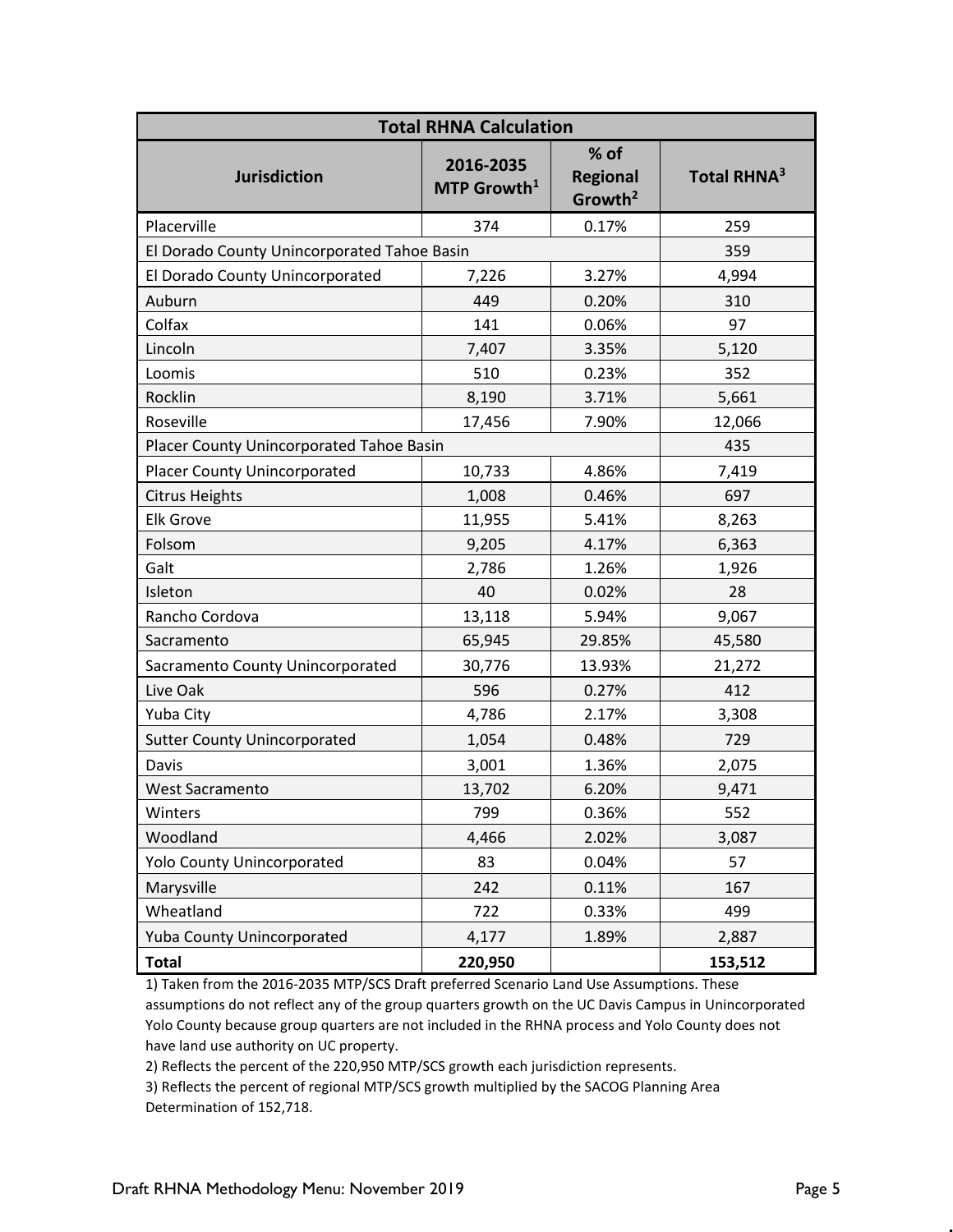| Total RHNA Calculation | | | |
|---|---|---|---|
| **Jurisdiction** | **2016-2035 MTP Growth[1]** | **% of Regional Growth[2]** | **Total RHNA[3]** |
| Placerville | 374 | 0.17% | 259 |
| El Dorado County Unincorporated Tahoe Basin | | | 359 |
| El Dorado County Unincorporated | 7,226 | 3.27% | 4,994 |
| Auburn | 449 | 0.20% | 310 |
| Colfax | 141 | 0.06% | 97 |
| Lincoln | 7,407 | 3.35% | 5,120 |
| Loomis | 510 | 0.23% | 352 |
| Rocklin | 8,190 | 3.71% | 5,661 |
| Roseville | 17,456 | 7.90% | 12,066 |
| Placer County Unincorporated Tahoe Basin | | | 435 |
| Placer County Unincorporated | 10,733 | 4.86% | 7,419 |
| Citrus Heights | 1,008 | 0.46% | 697 |
| Elk Grove | 11,955 | 5.41% | 8,263 |
| Folsom | 9,205 | 4.17% | 6,363 |
| Galt | 2,786 | 1.26% | 1,926 |
| Isleton | 40 | 0.02% | 28 |
| Rancho Cordova | 13,118 | 5.94% | 9,067 |
| Sacramento | 65,945 | 29.85% | 45,580 |
| Sacramento County Unincorporated | 30,776 | 13.93% | 21,272 |
| Live Oak | 596 | 0.27% | 412 |
| Yuba City | 4,786 | 2.17% | 3,308 |
| Sutter County Unincorporated | 1,054 | 0.48% | 729 |
| Davis | 3,001 | 1.36% | 2,075 |
| West Sacramento | 13,702 | 6.20% | 9,471 |
| Winters | 799 | 0.36% | 552 |
| Woodland | 4,466 | 2.02% | 3,087 |
| Yolo County Unincorporated | 83 | 0.04% | 57 |
| Marysville | 242 | 0.11% | 167 |
| Wheatland | 722 | 0.33% | 499 |
| Yuba County Unincorporated | 4,177 | 1.89% | 2,887 |
| **Total** | **220,950** | | **153,512** |

1) Taken from the 2016-2035 MTP/SCS Draft preferred Scenario Land Use Assumptions. These assumptions do not reflect any of the group quarters growth on the UC Davis Campus in Unincorporated Yolo County because group quarters are not included in the RHNA process and Yolo County does not have land use authority on UC property.

2) Reflects the percent of the 220,950 MTP/SCS growth each jurisdiction represents.

3) Reflects the percent of regional MTP/SCS growth multiplied by the SACOG Planning Area Determination of 152,718.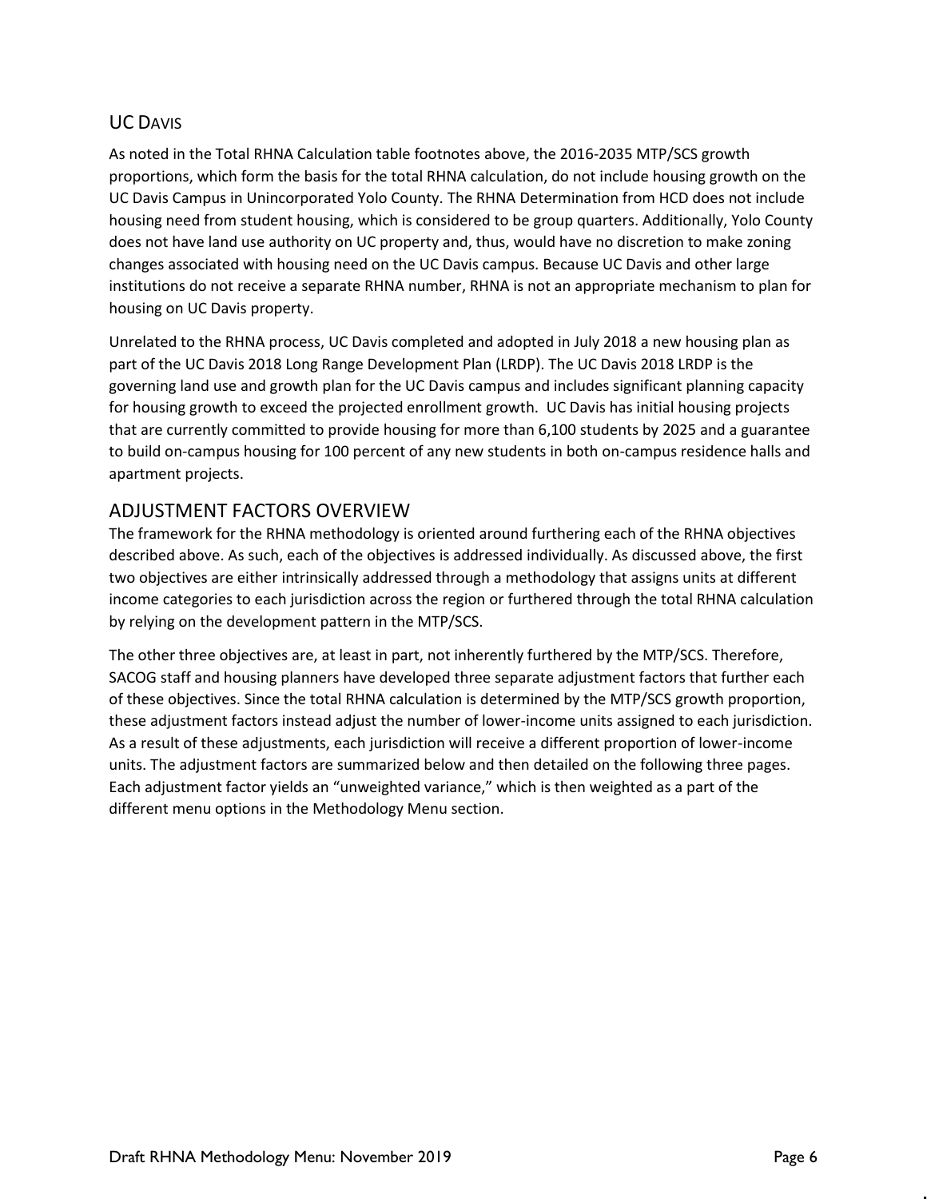## UC Davis

As noted in the Total RHNA Calculation table footnotes above, the 2016-2035 MTP/SCS growth proportions, which form the basis for the total RHNA calculation, do not include housing growth on the UC Davis Campus in Unincorporated Yolo County. The RHNA Determination from HCD does not include housing need from student housing, which is considered to be group quarters. Additionally, Yolo County does not have land use authority on UC property and, thus, would have no discretion to make zoning changes associated with housing need on the UC Davis campus. Because UC Davis and other large institutions do not receive a separate RHNA number, RHNA is not an appropriate mechanism to plan for housing on UC Davis property.

Unrelated to the RHNA process, UC Davis completed and adopted in July 2018 a new housing plan as part of the UC Davis 2018 Long Range Development Plan (LRDP). The UC Davis 2018 LRDP is the governing land use and growth plan for the UC Davis campus and includes significant planning capacity for housing growth to exceed the projected enrollment growth. UC Davis has initial housing projects that are currently committed to provide housing for more than 6,100 students by 2025 and a guarantee to build on-campus housing for 100 percent of any new students in both on-campus residence halls and apartment projects.

## ADJUSTMENT FACTORS OVERVIEW

The framework for the RHNA methodology is oriented around furthering each of the RHNA objectives described above. As such, each of the objectives is addressed individually. As discussed above, the first two objectives are either intrinsically addressed through a methodology that assigns units at different income categories to each jurisdiction across the region or furthered through the total RHNA calculation by relying on the development pattern in the MTP/SCS.

The other three objectives are, at least in part, not inherently furthered by the MTP/SCS. Therefore, SACOG staff and housing planners have developed three separate adjustment factors that further each of these objectives. Since the total RHNA calculation is determined by the MTP/SCS growth proportion, these adjustment factors instead adjust the number of lower-income units assigned to each jurisdiction. As a result of these adjustments, each jurisdiction will receive a different proportion of lower-income units. The adjustment factors are summarized below and then detailed on the following three pages. Each adjustment factor yields an "unweighted variance," which is then weighted as a part of the different menu options in the Methodology Menu section.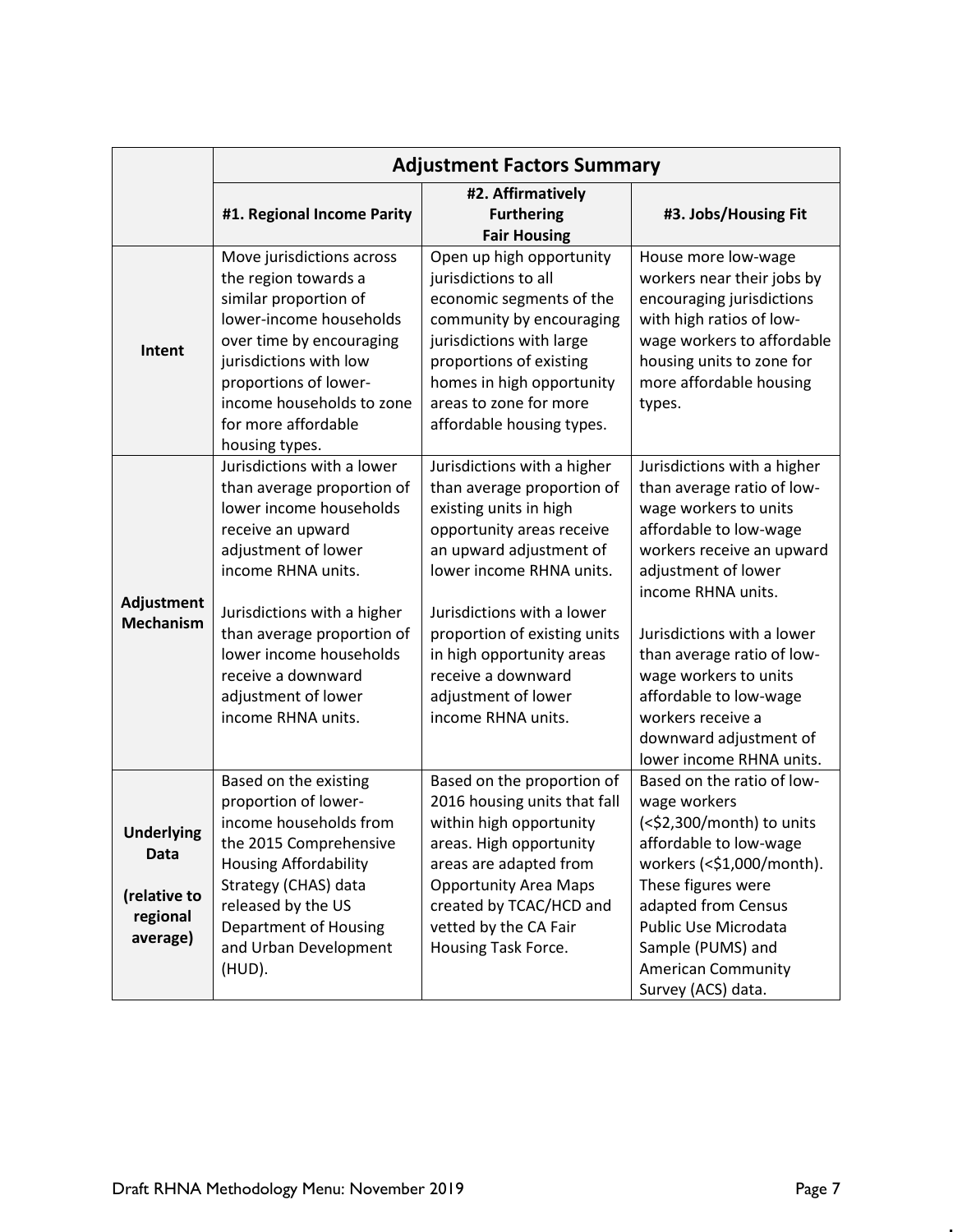| | Adjustment Factors Summary | | |
|---|---|---|---|
| | **#1. Regional Income Parity** | **#2. Affirmatively Furthering Fair Housing** | **#3. Jobs/Housing Fit** |
| **Intent** | Move jurisdictions across the region towards a similar proportion of lower-income households over time by encouraging jurisdictions with low proportions of lower-income households to zone for more affordable housing types. | Open up high opportunity jurisdictions to all economic segments of the community by encouraging jurisdictions with large proportions of existing homes in high opportunity areas to zone for more affordable housing types. | House more low-wage workers near their jobs by encouraging jurisdictions with high ratios of low-wage workers to affordable housing units to zone for more affordable housing types. |
| **Adjustment Mechanism** | Jurisdictions with a lower than average proportion of lower income households receive an upward adjustment of lower income RHNA units.<br><br>Jurisdictions with a higher than average proportion of lower income households receive a downward adjustment of lower income RHNA units. | Jurisdictions with a higher than average proportion of existing units in high opportunity areas receive an upward adjustment of lower income RHNA units.<br><br>Jurisdictions with a lower proportion of existing units in high opportunity areas receive a downward adjustment of lower income RHNA units. | Jurisdictions with a higher than average ratio of low-wage workers to units affordable to low-wage workers receive an upward adjustment of lower income RHNA units.<br><br>Jurisdictions with a lower than average ratio of low-wage workers to units affordable to low-wage workers receive a downward adjustment of lower income RHNA units. |
| **Underlying Data<br><br>(relative to regional average)** | Based on the existing proportion of lower-income households from the 2015 Comprehensive Housing Affordability Strategy (CHAS) data released by the US Department of Housing and Urban Development (HUD). | Based on the proportion of 2016 housing units that fall within high opportunity areas. High opportunity areas are adapted from Opportunity Area Maps created by TCAC/HCD and vetted by the CA Fair Housing Task Force. | Based on the ratio of low-wage workers (<$2,300/month) to units affordable to low-wage workers (<$1,000/month). These figures were adapted from Census Public Use Microdata Sample (PUMS) and American Community Survey (ACS) data. |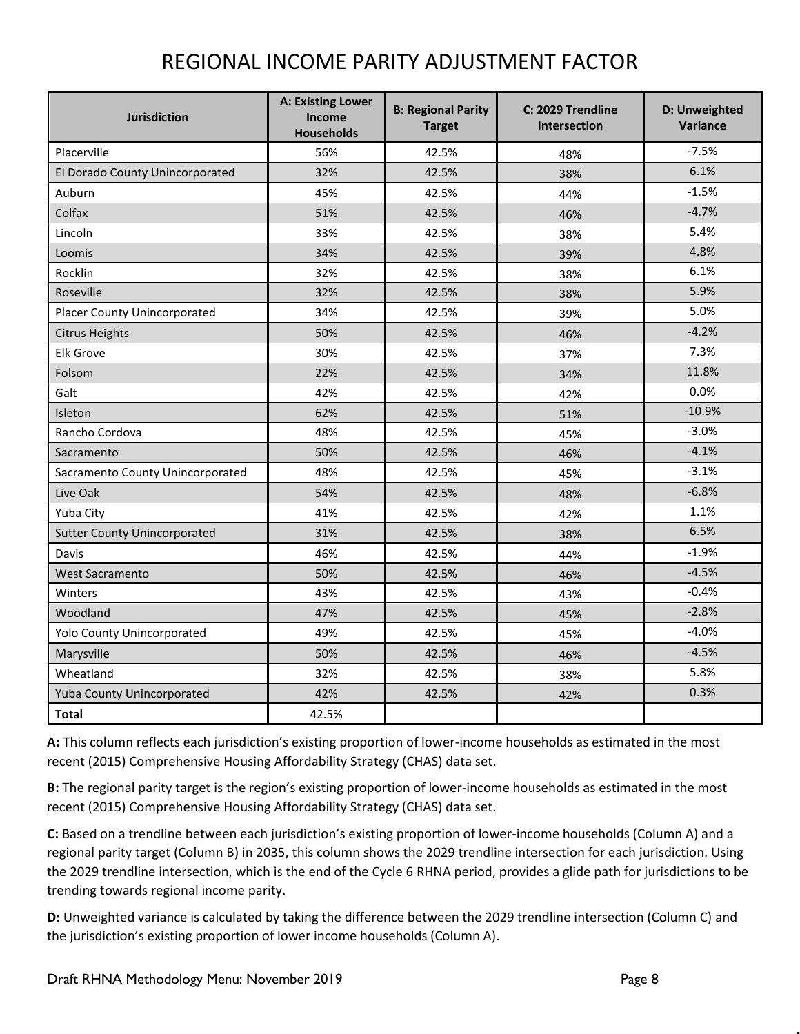# REGIONAL INCOME PARITY ADJUSTMENT FACTOR

| Jurisdiction | A: Existing Lower Income Households | B: Regional Parity Target | C: 2029 Trendline Intersection | D: Unweighted Variance |
|---|---|---|---|---|
| Placerville | 56% | 42.5% | 48% | -7.5% |
| El Dorado County Unincorporated | 32% | 42.5% | 38% | 6.1% |
| Auburn | 45% | 42.5% | 44% | -1.5% |
| Colfax | 51% | 42.5% | 46% | -4.7% |
| Lincoln | 33% | 42.5% | 38% | 5.4% |
| Loomis | 34% | 42.5% | 39% | 4.8% |
| Rocklin | 32% | 42.5% | 38% | 6.1% |
| Roseville | 32% | 42.5% | 38% | 5.9% |
| Placer County Unincorporated | 34% | 42.5% | 39% | 5.0% |
| Citrus Heights | 50% | 42.5% | 46% | -4.2% |
| Elk Grove | 30% | 42.5% | 37% | 7.3% |
| Folsom | 22% | 42.5% | 34% | 11.8% |
| Galt | 42% | 42.5% | 42% | 0.0% |
| Isleton | 62% | 42.5% | 51% | -10.9% |
| Rancho Cordova | 48% | 42.5% | 45% | -3.0% |
| Sacramento | 50% | 42.5% | 46% | -4.1% |
| Sacramento County Unincorporated | 48% | 42.5% | 45% | -3.1% |
| Live Oak | 54% | 42.5% | 48% | -6.8% |
| Yuba City | 41% | 42.5% | 42% | 1.1% |
| Sutter County Unincorporated | 31% | 42.5% | 38% | 6.5% |
| Davis | 46% | 42.5% | 44% | -1.9% |
| West Sacramento | 50% | 42.5% | 46% | -4.5% |
| Winters | 43% | 42.5% | 43% | -0.4% |
| Woodland | 47% | 42.5% | 45% | -2.8% |
| Yolo County Unincorporated | 49% | 42.5% | 45% | -4.0% |
| Marysville | 50% | 42.5% | 46% | -4.5% |
| Wheatland | 32% | 42.5% | 38% | 5.8% |
| Yuba County Unincorporated | 42% | 42.5% | 42% | 0.3% |
| **Total** | 42.5% | | | |

**A:** This column reflects each jurisdiction's existing proportion of lower-income households as estimated in the most recent (2015) Comprehensive Housing Affordability Strategy (CHAS) data set.

**B:** The regional parity target is the region's existing proportion of lower-income households as estimated in the most recent (2015) Comprehensive Housing Affordability Strategy (CHAS) data set.

**C:** Based on a trendline between each jurisdiction's existing proportion of lower-income households (Column A) and a regional parity target (Column B) in 2035, this column shows the 2029 trendline intersection for each jurisdiction. Using the 2029 trendline intersection, which is the end of the Cycle 6 RHNA period, provides a glide path for jurisdictions to be trending towards regional income parity.

**D:** Unweighted variance is calculated by taking the difference between the 2029 trendline intersection (Column C) and the jurisdiction's existing proportion of lower income households (Column A).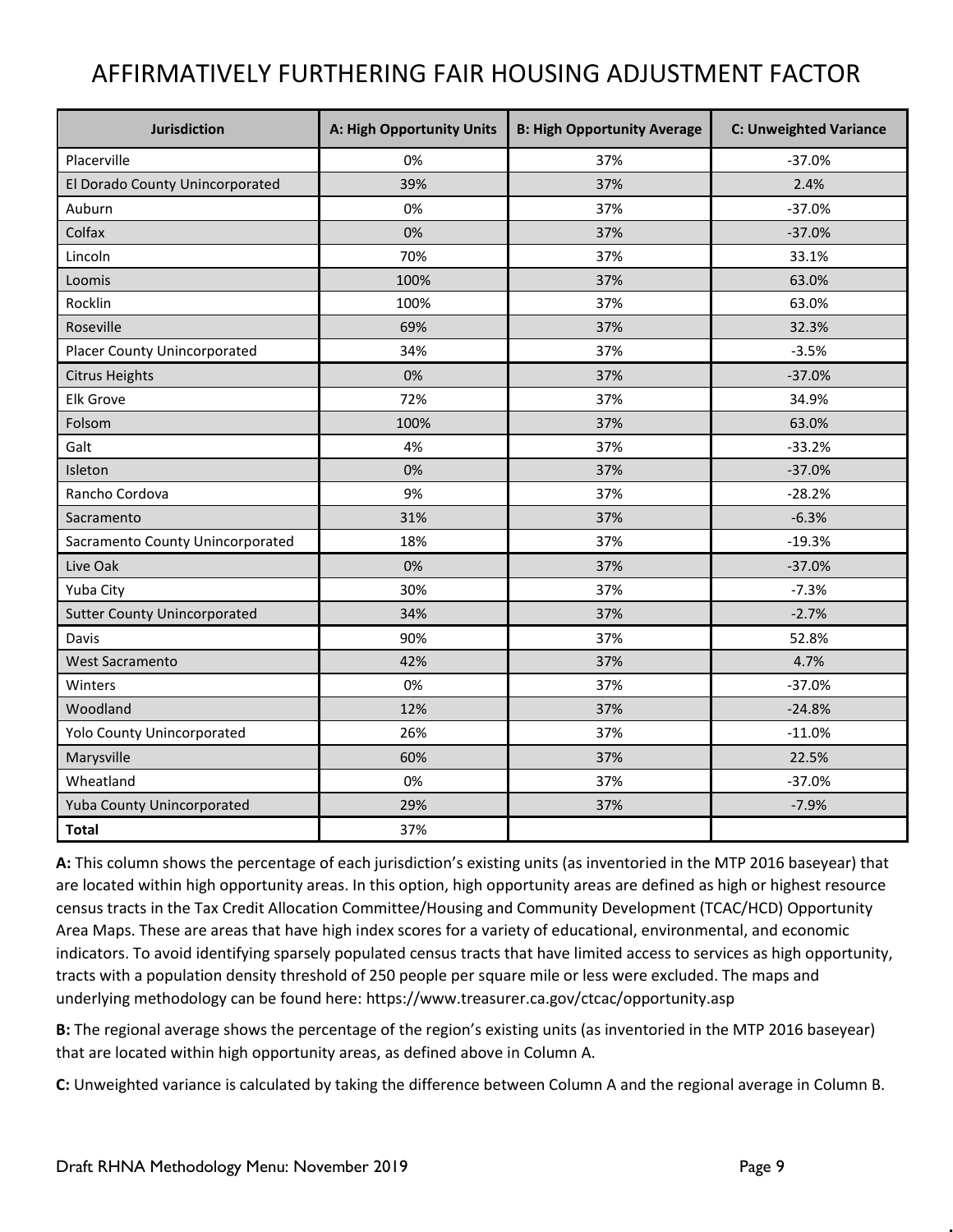# AFFIRMATIVELY FURTHERING FAIR HOUSING ADJUSTMENT FACTOR

| Jurisdiction | A: High Opportunity Units | B: High Opportunity Average | C: Unweighted Variance |
|---|---|---|---|
| Placerville | 0% | 37% | -37.0% |
| El Dorado County Unincorporated | 39% | 37% | 2.4% |
| Auburn | 0% | 37% | -37.0% |
| Colfax | 0% | 37% | -37.0% |
| Lincoln | 70% | 37% | 33.1% |
| Loomis | 100% | 37% | 63.0% |
| Rocklin | 100% | 37% | 63.0% |
| Roseville | 69% | 37% | 32.3% |
| Placer County Unincorporated | 34% | 37% | -3.5% |
| Citrus Heights | 0% | 37% | -37.0% |
| Elk Grove | 72% | 37% | 34.9% |
| Folsom | 100% | 37% | 63.0% |
| Galt | 4% | 37% | -33.2% |
| Isleton | 0% | 37% | -37.0% |
| Rancho Cordova | 9% | 37% | -28.2% |
| Sacramento | 31% | 37% | -6.3% |
| Sacramento County Unincorporated | 18% | 37% | -19.3% |
| Live Oak | 0% | 37% | -37.0% |
| Yuba City | 30% | 37% | -7.3% |
| Sutter County Unincorporated | 34% | 37% | -2.7% |
| Davis | 90% | 37% | 52.8% |
| West Sacramento | 42% | 37% | 4.7% |
| Winters | 0% | 37% | -37.0% |
| Woodland | 12% | 37% | -24.8% |
| Yolo County Unincorporated | 26% | 37% | -11.0% |
| Marysville | 60% | 37% | 22.5% |
| Wheatland | 0% | 37% | -37.0% |
| Yuba County Unincorporated | 29% | 37% | -7.9% |
| **Total** | 37% | | |

**A:** This column shows the percentage of each jurisdiction's existing units (as inventoried in the MTP 2016 baseyear) that are located within high opportunity areas. In this option, high opportunity areas are defined as high or highest resource census tracts in the Tax Credit Allocation Committee/Housing and Community Development (TCAC/HCD) Opportunity Area Maps. These are areas that have high index scores for a variety of educational, environmental, and economic indicators. To avoid identifying sparsely populated census tracts that have limited access to services as high opportunity, tracts with a population density threshold of 250 people per square mile or less were excluded. The maps and underlying methodology can be found here: https://www.treasurer.ca.gov/ctcac/opportunity.asp

**B:** The regional average shows the percentage of the region's existing units (as inventoried in the MTP 2016 baseyear) that are located within high opportunity areas, as defined above in Column A.

**C:** Unweighted variance is calculated by taking the difference between Column A and the regional average in Column B.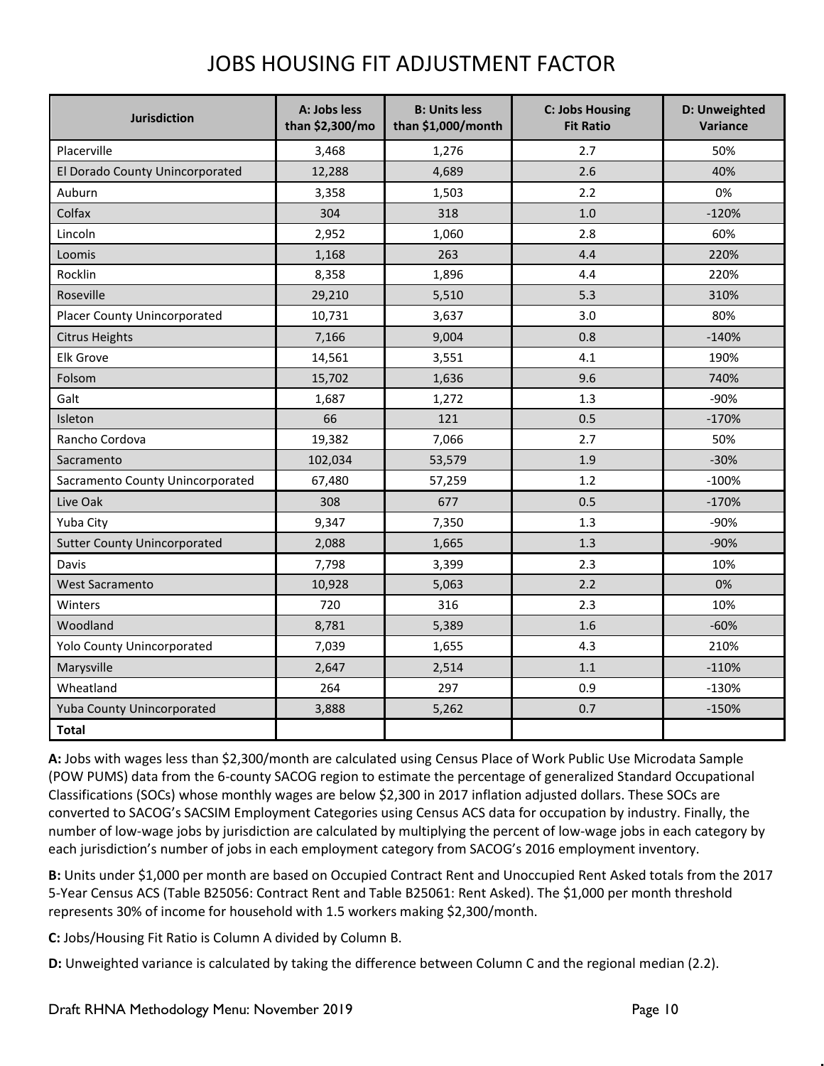# JOBS HOUSING FIT ADJUSTMENT FACTOR

| Jurisdiction | A: Jobs less than $2,300/mo | B: Units less than $1,000/month | C: Jobs Housing Fit Ratio | D: Unweighted Variance |
|---|---|---|---|---|
| Placerville | 3,468 | 1,276 | 2.7 | 50% |
| El Dorado County Unincorporated | 12,288 | 4,689 | 2.6 | 40% |
| Auburn | 3,358 | 1,503 | 2.2 | 0% |
| Colfax | 304 | 318 | 1.0 | -120% |
| Lincoln | 2,952 | 1,060 | 2.8 | 60% |
| Loomis | 1,168 | 263 | 4.4 | 220% |
| Rocklin | 8,358 | 1,896 | 4.4 | 220% |
| Roseville | 29,210 | 5,510 | 5.3 | 310% |
| Placer County Unincorporated | 10,731 | 3,637 | 3.0 | 80% |
| Citrus Heights | 7,166 | 9,004 | 0.8 | -140% |
| Elk Grove | 14,561 | 3,551 | 4.1 | 190% |
| Folsom | 15,702 | 1,636 | 9.6 | 740% |
| Galt | 1,687 | 1,272 | 1.3 | -90% |
| Isleton | 66 | 121 | 0.5 | -170% |
| Rancho Cordova | 19,382 | 7,066 | 2.7 | 50% |
| Sacramento | 102,034 | 53,579 | 1.9 | -30% |
| Sacramento County Unincorporated | 67,480 | 57,259 | 1.2 | -100% |
| Live Oak | 308 | 677 | 0.5 | -170% |
| Yuba City | 9,347 | 7,350 | 1.3 | -90% |
| Sutter County Unincorporated | 2,088 | 1,665 | 1.3 | -90% |
| Davis | 7,798 | 3,399 | 2.3 | 10% |
| West Sacramento | 10,928 | 5,063 | 2.2 | 0% |
| Winters | 720 | 316 | 2.3 | 10% |
| Woodland | 8,781 | 5,389 | 1.6 | -60% |
| Yolo County Unincorporated | 7,039 | 1,655 | 4.3 | 210% |
| Marysville | 2,647 | 2,514 | 1.1 | -110% |
| Wheatland | 264 | 297 | 0.9 | -130% |
| Yuba County Unincorporated | 3,888 | 5,262 | 0.7 | -150% |
| **Total** | | | | |

**A:** Jobs with wages less than $2,300/month are calculated using Census Place of Work Public Use Microdata Sample (POW PUMS) data from the 6-county SACOG region to estimate the percentage of generalized Standard Occupational Classifications (SOCs) whose monthly wages are below $2,300 in 2017 inflation adjusted dollars. These SOCs are converted to SACOG's SACSIM Employment Categories using Census ACS data for occupation by industry. Finally, the number of low-wage jobs by jurisdiction are calculated by multiplying the percent of low-wage jobs in each category by each jurisdiction's number of jobs in each employment category from SACOG's 2016 employment inventory.

**B:** Units under $1,000 per month are based on Occupied Contract Rent and Unoccupied Rent Asked totals from the 2017 5-Year Census ACS (Table B25056: Contract Rent and Table B25061: Rent Asked). The $1,000 per month threshold represents 30% of income for household with 1.5 workers making $2,300/month.

**C:** Jobs/Housing Fit Ratio is Column A divided by Column B.

**D:** Unweighted variance is calculated by taking the difference between Column C and the regional median (2.2).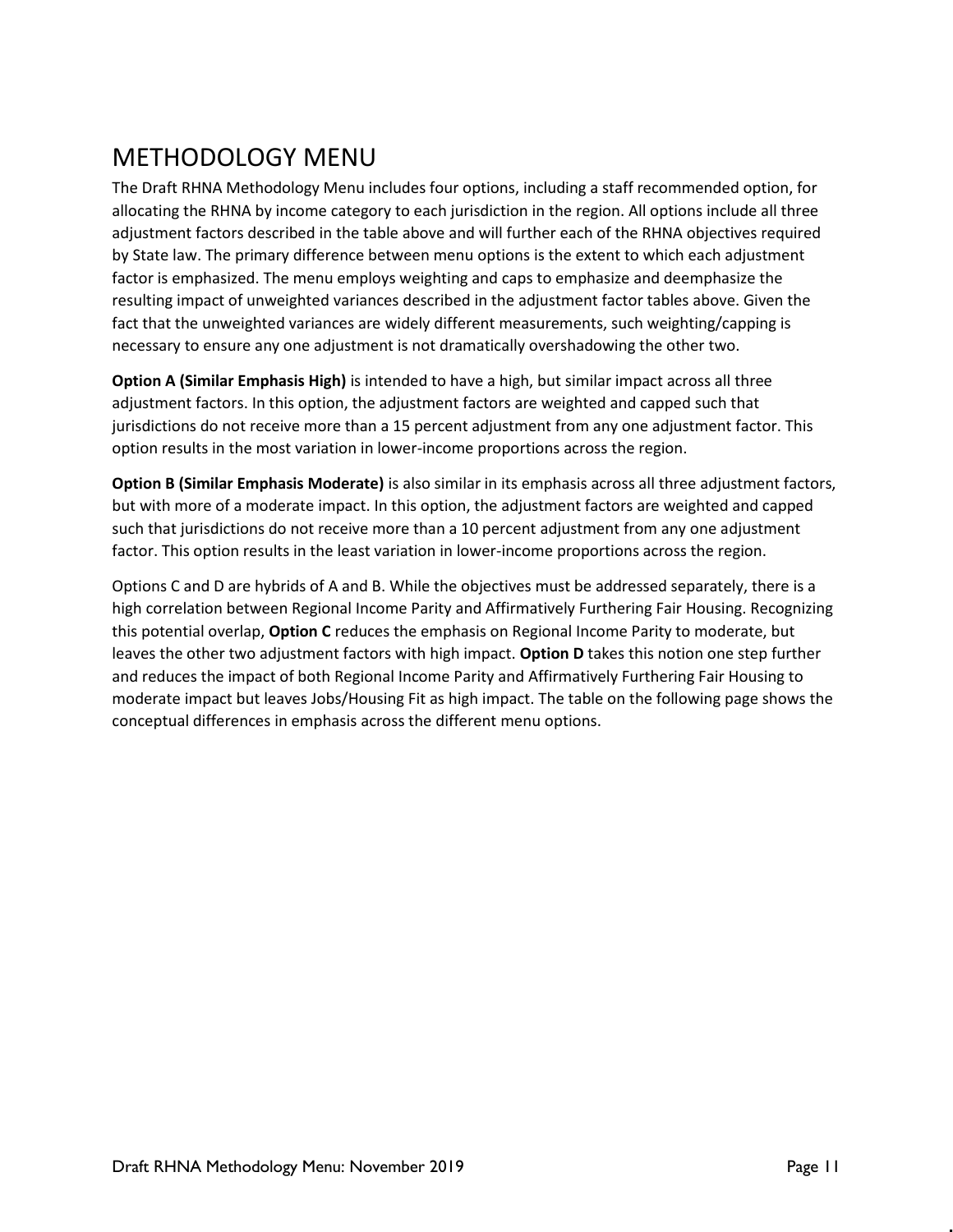## METHODOLOGY MENU

The Draft RHNA Methodology Menu includes four options, including a staff recommended option, for allocating the RHNA by income category to each jurisdiction in the region. All options include all three adjustment factors described in the table above and will further each of the RHNA objectives required by State law. The primary difference between menu options is the extent to which each adjustment factor is emphasized. The menu employs weighting and caps to emphasize and deemphasize the resulting impact of unweighted variances described in the adjustment factor tables above. Given the fact that the unweighted variances are widely different measurements, such weighting/capping is necessary to ensure any one adjustment is not dramatically overshadowing the other two.

**Option A (Similar Emphasis High)** is intended to have a high, but similar impact across all three adjustment factors. In this option, the adjustment factors are weighted and capped such that jurisdictions do not receive more than a 15 percent adjustment from any one adjustment factor. This option results in the most variation in lower-income proportions across the region.

**Option B (Similar Emphasis Moderate)** is also similar in its emphasis across all three adjustment factors, but with more of a moderate impact. In this option, the adjustment factors are weighted and capped such that jurisdictions do not receive more than a 10 percent adjustment from any one adjustment factor. This option results in the least variation in lower-income proportions across the region.

Options C and D are hybrids of A and B. While the objectives must be addressed separately, there is a high correlation between Regional Income Parity and Affirmatively Furthering Fair Housing. Recognizing this potential overlap, **Option C** reduces the emphasis on Regional Income Parity to moderate, but leaves the other two adjustment factors with high impact. **Option D** takes this notion one step further and reduces the impact of both Regional Income Parity and Affirmatively Furthering Fair Housing to moderate impact but leaves Jobs/Housing Fit as high impact. The table on the following page shows the conceptual differences in emphasis across the different menu options.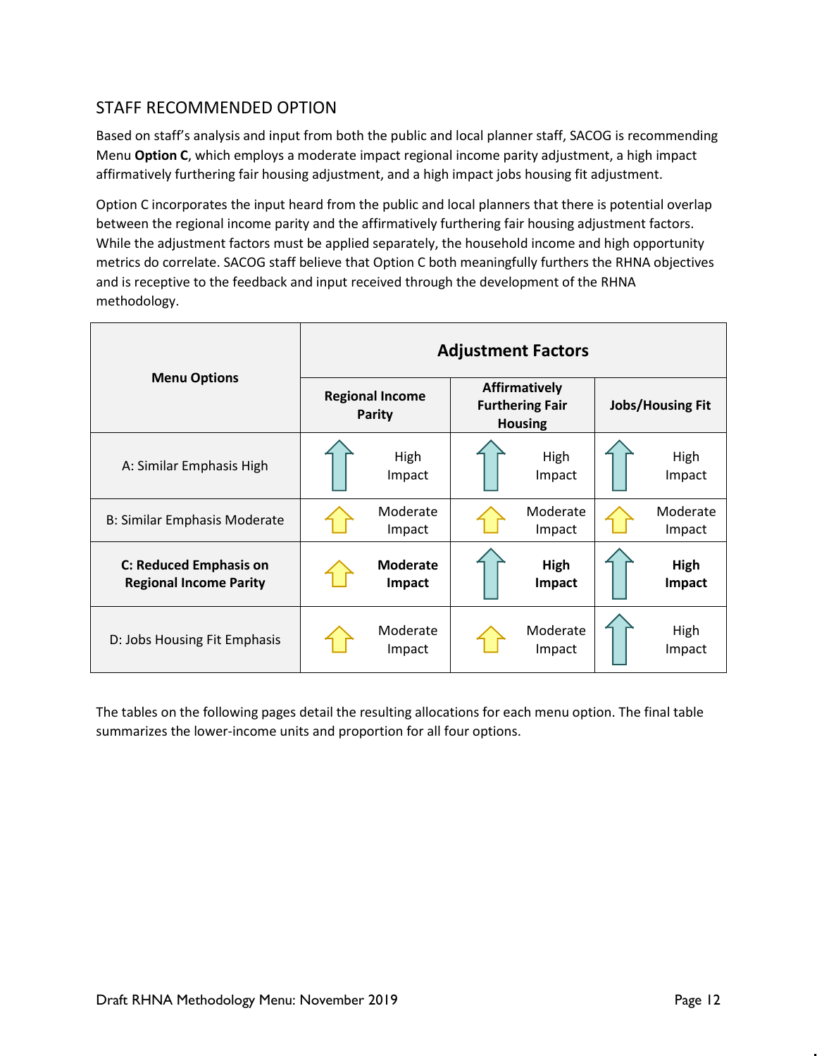## STAFF RECOMMENDED OPTION

Based on staff's analysis and input from both the public and local planner staff, SACOG is recommending Menu **Option C**, which employs a moderate impact regional income parity adjustment, a high impact affirmatively furthering fair housing adjustment, and a high impact jobs housing fit adjustment.

Option C incorporates the input heard from the public and local planners that there is potential overlap between the regional income parity and the affirmatively furthering fair housing adjustment factors. While the adjustment factors must be applied separately, the household income and high opportunity metrics do correlate. SACOG staff believe that Option C both meaningfully furthers the RHNA objectives and is receptive to the feedback and input received through the development of the RHNA methodology.

| Menu Options | Adjustment Factors | | |
|---|---|---|---|
| | Regional Income Parity | Affirmatively Furthering Fair Housing | Jobs/Housing Fit |
| A: Similar Emphasis High | High Impact | High Impact | High Impact |
| B: Similar Emphasis Moderate | Moderate Impact | Moderate Impact | Moderate Impact |
| **C: Reduced Emphasis on Regional Income Parity** | **Moderate Impact** | **High Impact** | **High Impact** |
| D: Jobs Housing Fit Emphasis | Moderate Impact | Moderate Impact | High Impact |

The tables on the following pages detail the resulting allocations for each menu option. The final table summarizes the lower-income units and proportion for all four options.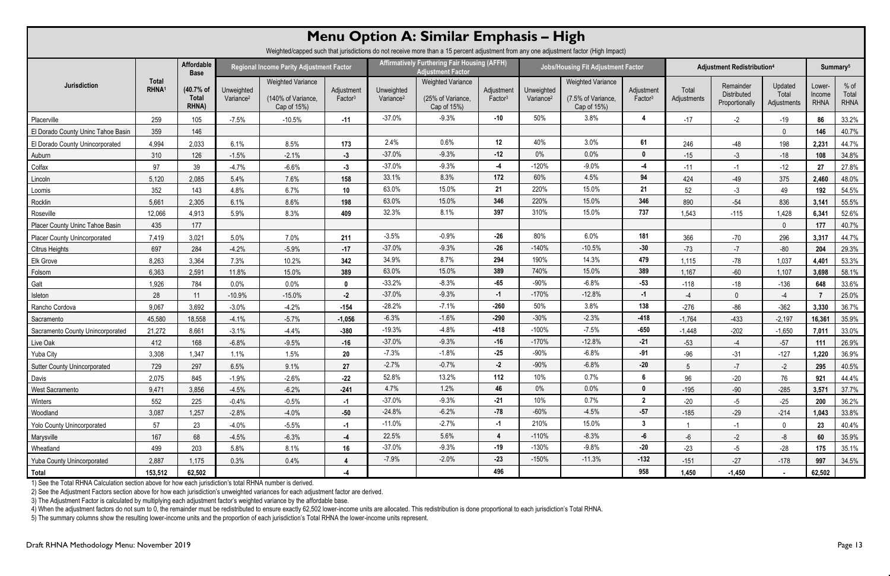# Menu Option A: Similar Emphasis – High

Weighted/capped such that jurisdictions do not receive more than a 15 percent adjustment from any one adjustment factor (High Impact)

| Jurisdiction | Total RHNA[1] | Affordable Base (40.7% of Total RHNA) | Regional Income Parity Adjustment Factor | | | Affirmatively Furthering Fair Housing (AFFH) Adjustment Factor | | | Jobs/Housing Fit Adjustment Factor | | | Adjustment Redistribution[4] | | | Summary[5] | |
|---|---|---|---|---|---|---|---|---|---|---|---|---|---|---|---|---|
| | | | Unweighted Variance[2] | Weighted Variance (140% of Variance, Cap of 15%) | Adjustment Factor[3] | Unweighted Variance[2] | Weighted Variance (25% of Variance, Cap of 15%) | Adjustment Factor[3] | Unweighted Variance[2] | Weighted Variance (7.5% of Variance, Cap of 15%) | Adjustment Factor[3] | Total Adjustments | Remainder Distributed Proportionally | Updated Total Adjustments | Lower-Income RHNA | % of Total RHNA |
| Placerville | 259 | 105 | -7.5% | -10.5% | -11 | -37.0% | -9.3% | -10 | 50% | 3.8% | 4 | -17 | -2 | -19 | 86 | 33.2% |
| El Dorado County Uninc Tahoe Basin | 359 | 146 | | | | | | | | | | | | 0 | 146 | 40.7% |
| El Dorado County Unincorporated | 4,994 | 2,033 | 6.1% | 8.5% | 173 | 2.4% | 0.6% | 12 | 40% | 3.0% | 61 | 246 | -48 | 198 | 2,231 | 44.7% |
| Auburn | 310 | 126 | -1.5% | -2.1% | -3 | -37.0% | -9.3% | -12 | 0% | 0.0% | 0 | -15 | -3 | -18 | 108 | 34.8% |
| Colfax | 97 | 39 | -4.7% | -6.6% | -3 | -37.0% | -9.3% | -4 | -120% | -9.0% | -4 | -11 | -1 | -12 | 27 | 27.8% |
| Lincoln | 5,120 | 2,085 | 5.4% | 7.6% | 158 | 33.1% | 8.3% | 172 | 60% | 4.5% | 94 | 424 | -49 | 375 | 2,460 | 48.0% |
| Loomis | 352 | 143 | 4.8% | 6.7% | 10 | 63.0% | 15.0% | 21 | 220% | 15.0% | 21 | 52 | -3 | 49 | 192 | 54.5% |
| Rocklin | 5,661 | 2,305 | 6.1% | 8.6% | 198 | 63.0% | 15.0% | 346 | 220% | 15.0% | 346 | 890 | -54 | 836 | 3,141 | 55.5% |
| Roseville | 12,066 | 4,913 | 5.9% | 8.3% | 409 | 32.3% | 8.1% | 397 | 310% | 15.0% | 737 | 1,543 | -115 | 1,428 | 6,341 | 52.6% |
| Placer County Uninc Tahoe Basin | 435 | 177 | | | | | | | | | | | | 0 | 177 | 40.7% |
| Placer County Unincorporated | 7,419 | 3,021 | 5.0% | 7.0% | 211 | -3.5% | -0.9% | -26 | 80% | 6.0% | 181 | 366 | -70 | 296 | 3,317 | 44.7% |
| Citrus Heights | 697 | 284 | -4.2% | -5.9% | -17 | -37.0% | -9.3% | -26 | -140% | -10.5% | -30 | -73 | -7 | -80 | 204 | 29.3% |
| Elk Grove | 8,263 | 3,364 | 7.3% | 10.2% | 342 | 34.9% | 8.7% | 294 | 190% | 14.3% | 479 | 1,115 | -78 | 1,037 | 4,401 | 53.3% |
| Folsom | 6,363 | 2,591 | 11.8% | 15.0% | 389 | 63.0% | 15.0% | 389 | 740% | 15.0% | 389 | 1,167 | -60 | 1,107 | 3,698 | 58.1% |
| Galt | 1,926 | 784 | 0.0% | 0.0% | 0 | -33.2% | -8.3% | -65 | -90% | -6.8% | -53 | -118 | -18 | -136 | 648 | 33.6% |
| Isleton | 28 | 11 | -10.9% | -15.0% | -2 | -37.0% | -9.3% | -1 | -170% | -12.8% | -1 | -4 | 0 | -4 | 7 | 25.0% |
| Rancho Cordova | 9,067 | 3,692 | -3.0% | -4.2% | -154 | -28.2% | -7.1% | -260 | 50% | 3.8% | 138 | -276 | -86 | -362 | 3,330 | 36.7% |
| Sacramento | 45,580 | 18,558 | -4.1% | -5.7% | -1,056 | -6.3% | -1.6% | -290 | -30% | -2.3% | -418 | -1,764 | -433 | -2,197 | 16,361 | 35.9% |
| Sacramento County Unincorporated | 21,272 | 8,661 | -3.1% | -4.4% | -380 | -19.3% | -4.8% | -418 | -100% | -7.5% | -650 | -1,448 | -202 | -1,650 | 7,011 | 33.0% |
| Live Oak | 412 | 168 | -6.8% | -9.5% | -16 | -37.0% | -9.3% | -16 | -170% | -12.8% | -21 | -53 | -4 | -57 | 111 | 26.9% |
| Yuba City | 3,308 | 1,347 | 1.1% | 1.5% | 20 | -7.3% | -1.8% | -25 | -90% | -6.8% | -91 | -96 | -31 | -127 | 1,220 | 36.9% |
| Sutter County Unincorporated | 729 | 297 | 6.5% | 9.1% | 27 | -2.7% | -0.7% | -2 | -90% | -6.8% | -20 | 5 | -7 | -2 | 295 | 40.5% |
| Davis | 2,075 | 845 | -1.9% | -2.6% | -22 | 52.8% | 13.2% | 112 | 10% | 0.7% | 6 | 96 | -20 | 76 | 921 | 44.4% |
| West Sacramento | 9,471 | 3,856 | -4.5% | -6.2% | -241 | 4.7% | 1.2% | 46 | 0% | 0.0% | 0 | -195 | -90 | -285 | 3,571 | 37.7% |
| Winters | 552 | 225 | -0.4% | -0.5% | -1 | -37.0% | -9.3% | -21 | 10% | 0.7% | 2 | -20 | -5 | -25 | 200 | 36.2% |
| Woodland | 3,087 | 1,257 | -2.8% | -4.0% | -50 | -24.8% | -6.2% | -78 | -60% | -4.5% | -57 | -185 | -29 | -214 | 1,043 | 33.8% |
| Yolo County Unincorporated | 57 | 23 | -4.0% | -5.5% | -1 | -11.0% | -2.7% | -1 | 210% | 15.0% | 3 | 1 | -1 | 0 | 23 | 40.4% |
| Marysville | 167 | 68 | -4.5% | -6.3% | -4 | 22.5% | 5.6% | 4 | -110% | -8.3% | -6 | -6 | -2 | -8 | 60 | 35.9% |
| Wheatland | 499 | 203 | 5.8% | 8.1% | 16 | -37.0% | -9.3% | -19 | -130% | -9.8% | -20 | -23 | -5 | -28 | 175 | 35.1% |
| Yuba County Unincorporated | 2,887 | 1,175 | 0.3% | 0.4% | 4 | -7.9% | -2.0% | -23 | -150% | -11.3% | -132 | -151 | -27 | -178 | 997 | 34.5% |
| **Total** | **153,512** | **62,502** | | | **-4** | | | **496** | | | **958** | **1,450** | **-1,450** | **-** | **62,502** | |

1) See the Total RHNA Calculation section above for how each jurisdiction's total RHNA number is derived.
2) See the Adjustment Factors section above for how each jurisdiction's unweighted variances for each adjustment factor are derived.
3) The Adjustment Factor is calculated by multiplying each adjustment factor's weighted variance by the affordable base.
4) When the adjustment factors do not sum to 0, the remainder must be redistributed to ensure exactly 62,502 lower-income units are allocated. This redistribution is done proportional to each jurisdiction's Total RHNA.
5) The summary columns show the resulting lower-income units and the proportion of each jurisdiction's Total RHNA the lower-income units represent.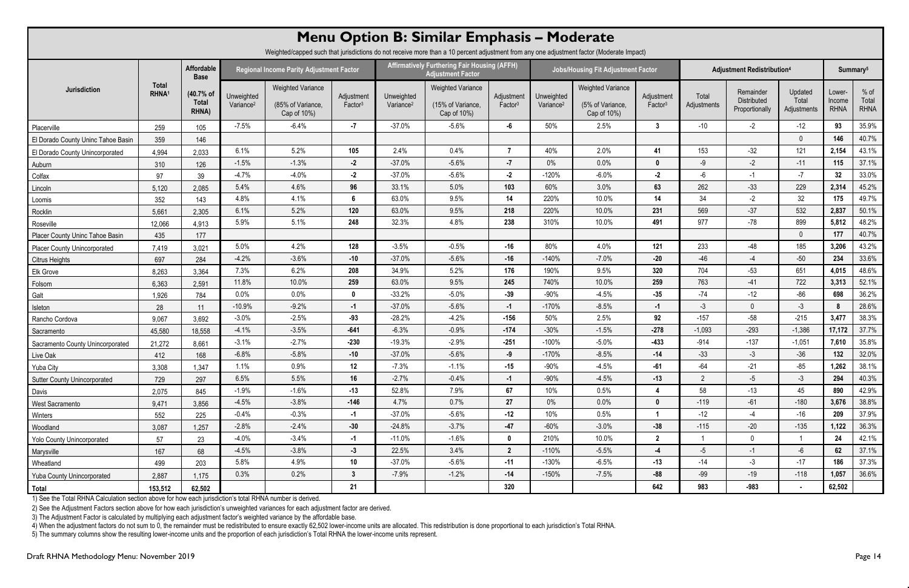# Menu Option B: Similar Emphasis – Moderate

Weighted/capped such that jurisdictions do not receive more than a 10 percent adjustment from any one adjustment factor (Moderate Impact)

| Jurisdiction | Total RHNA[1] | Affordable Base | Regional Income Parity Adjustment Factor | | | Affirmatively Furthering Fair Housing (AFFH) Adjustment Factor | | | Jobs/Housing Fit Adjustment Factor | | | Adjustment Redistribution[4] | | | Summary[5] | |
|---|---|---|---|---|---|---|---|---|---|---|---|---|---|---|---|---|
| | | (40.7% of Total RHNA) | Unweighted Variance[2] | Weighted Variance (85% of Variance, Cap of 10%) | Adjustment Factor[3] | Unweighted Variance[2] | Weighted Variance (15% of Variance, Cap of 10%) | Adjustment Factor[3] | Unweighted Variance[2] | Weighted Variance (5% of Variance, Cap of 10%) | Adjustment Factor[3] | Total Adjustments | Remainder Distributed Proportionally | Updated Total Adjustments | Lower-Income RHNA | % of Total RHNA |
| Placerville | 259 | 105 | -7.5% | -6.4% | -7 | -37.0% | -5.6% | -6 | 50% | 2.5% | 3 | -10 | -2 | -12 | 93 | 35.9% |
| El Dorado County Uninc Tahoe Basin | 359 | 146 | | | | | | | | | | | | 0 | 146 | 40.7% |
| El Dorado County Unincorporated | 4,994 | 2,033 | 6.1% | 5.2% | 105 | 2.4% | 0.4% | 7 | 40% | 2.0% | 41 | 153 | -32 | 121 | 2,154 | 43.1% |
| Auburn | 310 | 126 | -1.5% | -1.3% | -2 | -37.0% | -5.6% | -7 | 0% | 0.0% | 0 | -9 | -2 | -11 | 115 | 37.1% |
| Colfax | 97 | 39 | -4.7% | -4.0% | -2 | -37.0% | -5.6% | -2 | -120% | -6.0% | -2 | -6 | -1 | -7 | 32 | 33.0% |
| Lincoln | 5,120 | 2,085 | 5.4% | 4.6% | 96 | 33.1% | 5.0% | 103 | 60% | 3.0% | 63 | 262 | -33 | 229 | 2,314 | 45.2% |
| Loomis | 352 | 143 | 4.8% | 4.1% | 6 | 63.0% | 9.5% | 14 | 220% | 10.0% | 14 | 34 | -2 | 32 | 175 | 49.7% |
| Rocklin | 5,661 | 2,305 | 6.1% | 5.2% | 120 | 63.0% | 9.5% | 218 | 220% | 10.0% | 231 | 569 | -37 | 532 | 2,837 | 50.1% |
| Roseville | 12,066 | 4,913 | 5.9% | 5.1% | 248 | 32.3% | 4.8% | 238 | 310% | 10.0% | 491 | 977 | -78 | 899 | 5,812 | 48.2% |
| Placer County Uninc Tahoe Basin | 435 | 177 | | | | | | | | | | | | 0 | 177 | 40.7% |
| Placer County Unincorporated | 7,419 | 3,021 | 5.0% | 4.2% | 128 | -3.5% | -0.5% | -16 | 80% | 4.0% | 121 | 233 | -48 | 185 | 3,206 | 43.2% |
| Citrus Heights | 697 | 284 | -4.2% | -3.6% | -10 | -37.0% | -5.6% | -16 | -140% | -7.0% | -20 | -46 | -4 | -50 | 234 | 33.6% |
| Elk Grove | 8,263 | 3,364 | 7.3% | 6.2% | 208 | 34.9% | 5.2% | 176 | 190% | 9.5% | 320 | 704 | -53 | 651 | 4,015 | 48.6% |
| Folsom | 6,363 | 2,591 | 11.8% | 10.0% | 259 | 63.0% | 9.5% | 245 | 740% | 10.0% | 259 | 763 | -41 | 722 | 3,313 | 52.1% |
| Galt | 1,926 | 784 | 0.0% | 0.0% | 0 | -33.2% | -5.0% | -39 | -90% | -4.5% | -35 | -74 | -12 | -86 | 698 | 36.2% |
| Isleton | 28 | 11 | -10.9% | -9.2% | -1 | -37.0% | -5.6% | -1 | -170% | -8.5% | -1 | -3 | 0 | -3 | 8 | 28.6% |
| Rancho Cordova | 9,067 | 3,692 | -3.0% | -2.5% | -93 | -28.2% | -4.2% | -156 | 50% | 2.5% | 92 | -157 | -58 | -215 | 3,477 | 38.3% |
| Sacramento | 45,580 | 18,558 | -4.1% | -3.5% | -641 | -6.3% | -0.9% | -174 | -30% | -1.5% | -278 | -1,093 | -293 | -1,386 | 17,172 | 37.7% |
| Sacramento County Unincorporated | 21,272 | 8,661 | -3.1% | -2.7% | -230 | -19.3% | -2.9% | -251 | -100% | -5.0% | -433 | -914 | -137 | -1,051 | 7,610 | 35.8% |
| Live Oak | 412 | 168 | -6.8% | -5.8% | -10 | -37.0% | -5.6% | -9 | -170% | -8.5% | -14 | -33 | -3 | -36 | 132 | 32.0% |
| Yuba City | 3,308 | 1,347 | 1.1% | 0.9% | 12 | -7.3% | -1.1% | -15 | -90% | -4.5% | -61 | -64 | -21 | -85 | 1,262 | 38.1% |
| Sutter County Unincorporated | 729 | 297 | 6.5% | 5.5% | 16 | -2.7% | -0.4% | -1 | -90% | -4.5% | -13 | 2 | -5 | -3 | 294 | 40.3% |
| Davis | 2,075 | 845 | -1.9% | -1.6% | -13 | 52.8% | 7.9% | 67 | 10% | 0.5% | 4 | 58 | -13 | 45 | 890 | 42.9% |
| West Sacramento | 9,471 | 3,856 | -4.5% | -3.8% | -146 | 4.7% | 0.7% | 27 | 0% | 0.0% | 0 | -119 | -61 | -180 | 3,676 | 38.8% |
| Winters | 552 | 225 | -0.4% | -0.3% | -1 | -37.0% | -5.6% | -12 | 10% | 0.5% | 1 | -12 | -4 | -16 | 209 | 37.9% |
| Woodland | 3,087 | 1,257 | -2.8% | -2.4% | -30 | -24.8% | -3.7% | -47 | -60% | -3.0% | -38 | -115 | -20 | -135 | 1,122 | 36.3% |
| Yolo County Unincorporated | 57 | 23 | -4.0% | -3.4% | -1 | -11.0% | -1.6% | 0 | 210% | 10.0% | 2 | 1 | 0 | 1 | 24 | 42.1% |
| Marysville | 167 | 68 | -4.5% | -3.8% | -3 | 22.5% | 3.4% | 2 | -110% | -5.5% | -4 | -5 | -1 | -6 | 62 | 37.1% |
| Wheatland | 499 | 203 | 5.8% | 4.9% | 10 | -37.0% | -5.6% | -11 | -130% | -6.5% | -13 | -14 | -3 | -17 | 186 | 37.3% |
| Yuba County Unincorporated | 2,887 | 1,175 | 0.3% | 0.2% | 3 | -7.9% | -1.2% | -14 | -150% | -7.5% | -88 | -99 | -19 | -118 | 1,057 | 36.6% |
| **Total** | **153,512** | **62,502** | | | **21** | | | **320** | | | **642** | **983** | **-983** | **-** | **62,502** | |

1) See the Total RHNA Calculation section above for how each jurisdiction's total RHNA number is derived.

2) See the Adjustment Factors section above for how each jurisdiction's unweighted variances for each adjustment factor are derived.

3) The Adjustment Factor is calculated by multiplying each adjustment factor's weighted variance by the affordable base.

4) When the adjustment factors do not sum to 0, the remainder must be redistributed to ensure exactly 62,502 lower-income units are allocated. This redistribution is done proportional to each jurisdiction's Total RHNA.

5) The summary columns show the resulting lower-income units and the proportion of each jurisdiction's Total RHNA the lower-income units represent.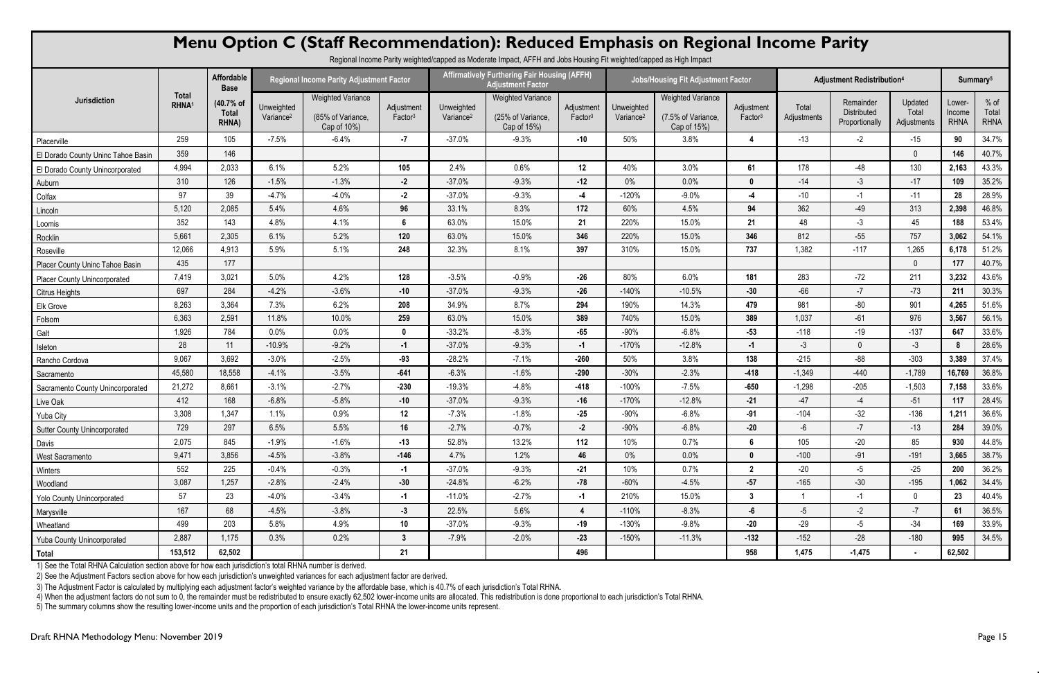# Menu Option C (Staff Recommendation): Reduced Emphasis on Regional Income Parity

Regional Income Parity weighted/capped as Moderate Impact, AFFH and Jobs Housing Fit weighted/capped as High Impact

| Jurisdiction | Total RHNA[1] | Affordable Base | Regional Income Parity Adjustment Factor | | | Affirmatively Furthering Fair Housing (AFFH) Adjustment Factor | | | Jobs/Housing Fit Adjustment Factor | | | Adjustment Redistribution[4] | | | Summary[5] | |
|---|---|---|---|---|---|---|---|---|---|---|---|---|---|---|---|---|
| | | (40.7% of Total RHNA) | Unweighted Variance[2] | Weighted Variance (85% of Variance, Cap of 10%) | Adjustment Factor[3] | Unweighted Variance[2] | Weighted Variance (25% of Variance, Cap of 15%) | Adjustment Factor[3] | Unweighted Variance[2] | Weighted Variance (7.5% of Variance, Cap of 15%) | Adjustment Factor[3] | Total Adjustments | Remainder Distributed Proportionally | Updated Total Adjustments | Lower-Income RHNA | % of Total RHNA |
| Placerville | 259 | 105 | -7.5% | -6.4% | -7 | -37.0% | -9.3% | -10 | 50% | 3.8% | 4 | -13 | -2 | -15 | 90 | 34.7% |
| El Dorado County Uninc Tahoe Basin | 359 | 146 | | | | | | | | | | | | 0 | 146 | 40.7% |
| El Dorado County Unincorporated | 4,994 | 2,033 | 6.1% | 5.2% | 105 | 2.4% | 0.6% | 12 | 40% | 3.0% | 61 | 178 | -48 | 130 | 2,163 | 43.3% |
| Auburn | 310 | 126 | -1.5% | -1.3% | -2 | -37.0% | -9.3% | -12 | 0% | 0.0% | 0 | -14 | -3 | -17 | 109 | 35.2% |
| Colfax | 97 | 39 | -4.7% | -4.0% | -2 | -37.0% | -9.3% | -4 | -120% | -9.0% | -4 | -10 | -1 | -11 | 28 | 28.9% |
| Lincoln | 5,120 | 2,085 | 5.4% | 4.6% | 96 | 33.1% | 8.3% | 172 | 60% | 4.5% | 94 | 362 | -49 | 313 | 2,398 | 46.8% |
| Loomis | 352 | 143 | 4.8% | 4.1% | 6 | 63.0% | 15.0% | 21 | 220% | 15.0% | 21 | 48 | -3 | 45 | 188 | 53.4% |
| Rocklin | 5,661 | 2,305 | 6.1% | 5.2% | 120 | 63.0% | 15.0% | 346 | 220% | 15.0% | 346 | 812 | -55 | 757 | 3,062 | 54.1% |
| Roseville | 12,066 | 4,913 | 5.9% | 5.1% | 248 | 32.3% | 8.1% | 397 | 310% | 15.0% | 737 | 1,382 | -117 | 1,265 | 6,178 | 51.2% |
| Placer County Uninc Tahoe Basin | 435 | 177 | | | | | | | | | | | | 0 | 177 | 40.7% |
| Placer County Unincorporated | 7,419 | 3,021 | 5.0% | 4.2% | 128 | -3.5% | -0.9% | -26 | 80% | 6.0% | 181 | 283 | -72 | 211 | 3,232 | 43.6% |
| Citrus Heights | 697 | 284 | -4.2% | -3.6% | -10 | -37.0% | -9.3% | -26 | -140% | -10.5% | -30 | -66 | -7 | -73 | 211 | 30.3% |
| Elk Grove | 8,263 | 3,364 | 7.3% | 6.2% | 208 | 34.9% | 8.7% | 294 | 190% | 14.3% | 479 | 981 | -80 | 901 | 4,265 | 51.6% |
| Folsom | 6,363 | 2,591 | 11.8% | 10.0% | 259 | 63.0% | 15.0% | 389 | 740% | 15.0% | 389 | 1,037 | -61 | 976 | 3,567 | 56.1% |
| Galt | 1,926 | 784 | 0.0% | 0.0% | 0 | -33.2% | -8.3% | -65 | -90% | -6.8% | -53 | -118 | -19 | -137 | 647 | 33.6% |
| Isleton | 28 | 11 | -10.9% | -9.2% | -1 | -37.0% | -9.3% | -1 | -170% | -12.8% | -1 | -3 | 0 | -3 | 8 | 28.6% |
| Rancho Cordova | 9,067 | 3,692 | -3.0% | -2.5% | -93 | -28.2% | -7.1% | -260 | 50% | 3.8% | 138 | -215 | -88 | -303 | 3,389 | 37.4% |
| Sacramento | 45,580 | 18,558 | -4.1% | -3.5% | -641 | -6.3% | -1.6% | -290 | -30% | -2.3% | -418 | -1,349 | -440 | -1,789 | 16,769 | 36.8% |
| Sacramento County Unincorporated | 21,272 | 8,661 | -3.1% | -2.7% | -230 | -19.3% | -4.8% | -418 | -100% | -7.5% | -650 | -1,298 | -205 | -1,503 | 7,158 | 33.6% |
| Live Oak | 412 | 168 | -6.8% | -5.8% | -10 | -37.0% | -9.3% | -16 | -170% | -12.8% | -21 | -47 | -4 | -51 | 117 | 28.4% |
| Yuba City | 3,308 | 1,347 | 1.1% | 0.9% | 12 | -7.3% | -1.8% | -25 | -90% | -6.8% | -91 | -104 | -32 | -136 | 1,211 | 36.6% |
| Sutter County Unincorporated | 729 | 297 | 6.5% | 5.5% | 16 | -2.7% | -0.7% | -2 | -90% | -6.8% | -20 | -6 | -7 | -13 | 284 | 39.0% |
| Davis | 2,075 | 845 | -1.9% | -1.6% | -13 | 52.8% | 13.2% | 112 | 10% | 0.7% | 6 | 105 | -20 | 85 | 930 | 44.8% |
| West Sacramento | 9,471 | 3,856 | -4.5% | -3.8% | -146 | 4.7% | 1.2% | 46 | 0% | 0.0% | 0 | -100 | -91 | -191 | 3,665 | 38.7% |
| Winters | 552 | 225 | -0.4% | -0.3% | -1 | -37.0% | -9.3% | -21 | 10% | 0.7% | 2 | -20 | -5 | -25 | 200 | 36.2% |
| Woodland | 3,087 | 1,257 | -2.8% | -2.4% | -30 | -24.8% | -6.2% | -78 | -60% | -4.5% | -57 | -165 | -30 | -195 | 1,062 | 34.4% |
| Yolo County Unincorporated | 57 | 23 | -4.0% | -3.4% | -1 | -11.0% | -2.7% | -1 | 210% | 15.0% | 3 | 1 | -1 | 0 | 23 | 40.4% |
| Marysville | 167 | 68 | -4.5% | -3.8% | -3 | 22.5% | 5.6% | 4 | -110% | -8.3% | -6 | -5 | -2 | -7 | 61 | 36.5% |
| Wheatland | 499 | 203 | 5.8% | 4.9% | 10 | -37.0% | -9.3% | -19 | -130% | -9.8% | -20 | -29 | -5 | -34 | 169 | 33.9% |
| Yuba County Unincorporated | 2,887 | 1,175 | 0.3% | 0.2% | 3 | -7.9% | -2.0% | -23 | -150% | -11.3% | -132 | -152 | -28 | -180 | 995 | 34.5% |
| **Total** | **153,512** | **62,502** | | | **21** | | | **496** | | | **958** | **1,475** | **-1,475** | **-** | **62,502** | |

1) See the Total RHNA Calculation section above for how each jurisdiction's total RHNA number is derived.

2) See the Adjustment Factors section above for how each jurisdiction's unweighted variances for each adjustment factor are derived.

3) The Adjustment Factor is calculated by multiplying each adjustment factor's weighted variance by the affordable base, which is 40.7% of each jurisdiction's Total RHNA.

4) When the adjustment factors do not sum to 0, the remainder must be redistributed to ensure exactly 62,502 lower-income units are allocated. This redistribution is done proportional to each jurisdiction's Total RHNA.

5) The summary columns show the resulting lower-income units and the proportion of each jurisdiction's Total RHNA the lower-income units represent.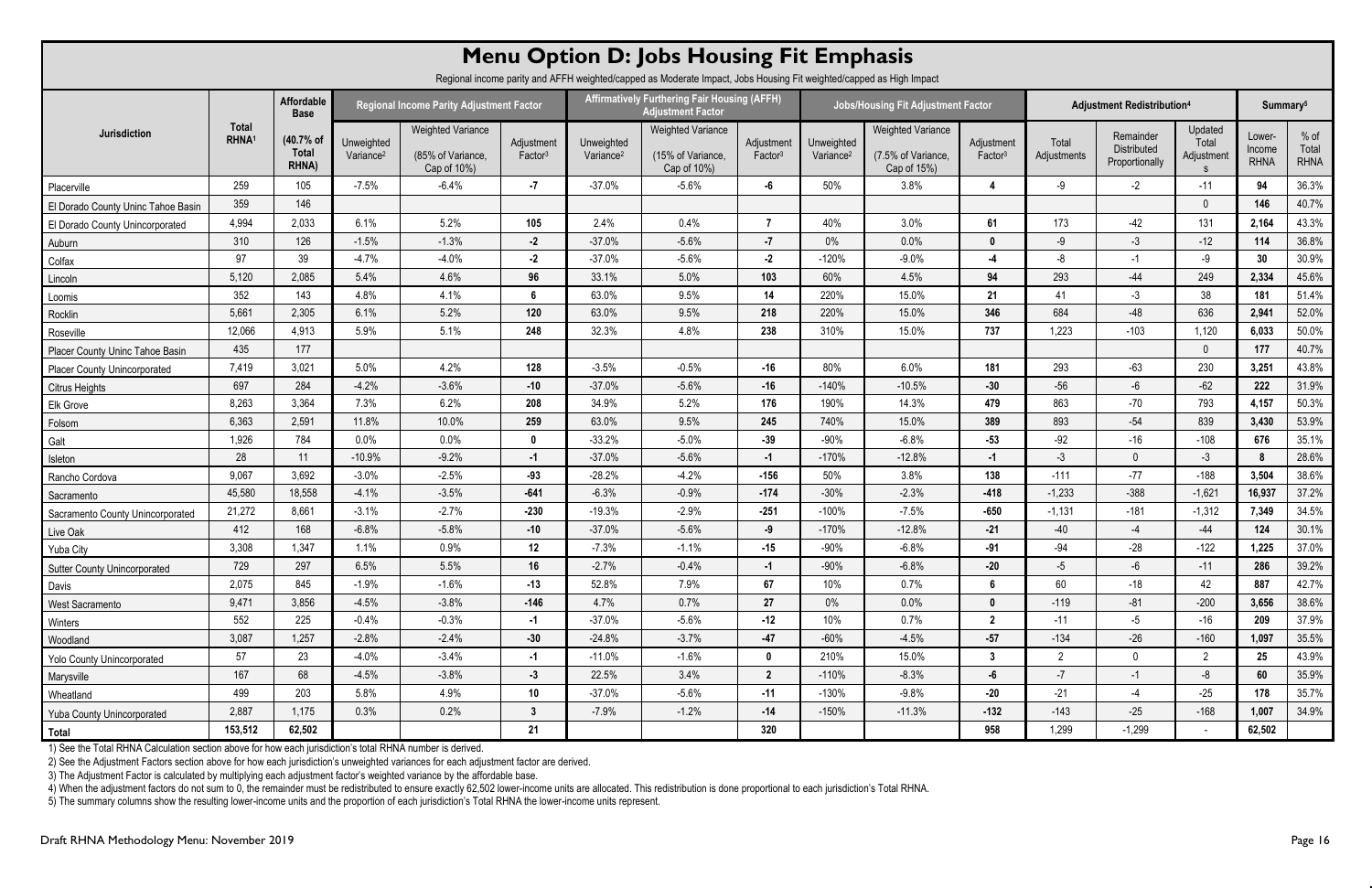# Menu Option D: Jobs Housing Fit Emphasis

Regional income parity and AFFH weighted/capped as Moderate Impact, Jobs Housing Fit weighted/capped as High Impact

| Jurisdiction | Total RHNA[1] | Affordable Base | Regional Income Parity Adjustment Factor | | | Affirmatively Furthering Fair Housing (AFFH) Adjustment Factor | | | Jobs/Housing Fit Adjustment Factor | | | Adjustment Redistribution[4] | | | Summary[5] | |
|---|---|---|---|---|---|---|---|---|---|---|---|---|---|---|---|---|
| | | (40.7% of Total RHNA) | Unweighted Variance[2] | Weighted Variance (85% of Variance, Cap of 10%) | Adjustment Factor[3] | Unweighted Variance[2] | Weighted Variance (15% of Variance, Cap of 10%) | Adjustment Factor[3] | Unweighted Variance[2] | Weighted Variance (7.5% of Variance, Cap of 15%) | Adjustment Factor[3] | Total Adjustments | Remainder Distributed Proportionally | Updated Total Adjustments | Lower-Income RHNA | % of Total RHNA |
| Placerville | 259 | 105 | -7.5% | -6.4% | **-7** | -37.0% | -5.6% | **-6** | 50% | 3.8% | **4** | -9 | -2 | -11 | **94** | 36.3% |
| El Dorado County Uninc Tahoe Basin | 359 | 146 | | | | | | | | | | | | 0 | **146** | 40.7% |
| El Dorado County Unincorporated | 4,994 | 2,033 | 6.1% | 5.2% | **105** | 2.4% | 0.4% | **7** | 40% | 3.0% | **61** | 173 | -42 | 131 | **2,164** | 43.3% |
| Auburn | 310 | 126 | -1.5% | -1.3% | **-2** | -37.0% | -5.6% | **-7** | 0% | 0.0% | **0** | -9 | -3 | -12 | **114** | 36.8% |
| Colfax | 97 | 39 | -4.7% | -4.0% | **-2** | -37.0% | -5.6% | **-2** | -120% | -9.0% | **-4** | -8 | -1 | -9 | **30** | 30.9% |
| Lincoln | 5,120 | 2,085 | 5.4% | 4.6% | **96** | 33.1% | 5.0% | **103** | 60% | 4.5% | **94** | 293 | -44 | 249 | **2,334** | 45.6% |
| Loomis | 352 | 143 | 4.8% | 4.1% | **6** | 63.0% | 9.5% | **14** | 220% | 15.0% | **21** | 41 | -3 | 38 | **181** | 51.4% |
| Rocklin | 5,661 | 2,305 | 6.1% | 5.2% | **120** | 63.0% | 9.5% | **218** | 220% | 15.0% | **346** | 684 | -48 | 636 | **2,941** | 52.0% |
| Roseville | 12,066 | 4,913 | 5.9% | 5.1% | **248** | 32.3% | 4.8% | **238** | 310% | 15.0% | **737** | 1,223 | -103 | 1,120 | **6,033** | 50.0% |
| Placer County Uninc Tahoe Basin | 435 | 177 | | | | | | | | | | | | 0 | **177** | 40.7% |
| Placer County Unincorporated | 7,419 | 3,021 | 5.0% | 4.2% | **128** | -3.5% | -0.5% | **-16** | 80% | 6.0% | **181** | 293 | -63 | 230 | **3,251** | 43.8% |
| Citrus Heights | 697 | 284 | -4.2% | -3.6% | **-10** | -37.0% | -5.6% | **-16** | -140% | -10.5% | **-30** | -56 | -6 | -62 | **222** | 31.9% |
| Elk Grove | 8,263 | 3,364 | 7.3% | 6.2% | **208** | 34.9% | 5.2% | **176** | 190% | 14.3% | **479** | 863 | -70 | 793 | **4,157** | 50.3% |
| Folsom | 6,363 | 2,591 | 11.8% | 10.0% | **259** | 63.0% | 9.5% | **245** | 740% | 15.0% | **389** | 893 | -54 | 839 | **3,430** | 53.9% |
| Galt | 1,926 | 784 | 0.0% | 0.0% | **0** | -33.2% | -5.0% | **-39** | -90% | -6.8% | **-53** | -92 | -16 | -108 | **676** | 35.1% |
| Isleton | 28 | 11 | -10.9% | -9.2% | **-1** | -37.0% | -5.6% | **-1** | -170% | -12.8% | **-1** | -3 | 0 | -3 | **8** | 28.6% |
| Rancho Cordova | 9,067 | 3,692 | -3.0% | -2.5% | **-93** | -28.2% | -4.2% | **-156** | 50% | 3.8% | **138** | -111 | -77 | -188 | **3,504** | 38.6% |
| Sacramento | 45,580 | 18,558 | -4.1% | -3.5% | **-641** | -6.3% | -0.9% | **-174** | -30% | -2.3% | **-418** | -1,233 | -388 | -1,621 | **16,937** | 37.2% |
| Sacramento County Unincorporated | 21,272 | 8,661 | -3.1% | -2.7% | **-230** | -19.3% | -2.9% | **-251** | -100% | -7.5% | **-650** | -1,131 | -181 | -1,312 | **7,349** | 34.5% |
| Live Oak | 412 | 168 | -6.8% | -5.8% | **-10** | -37.0% | -5.6% | **-9** | -170% | -12.8% | **-21** | -40 | -4 | -44 | **124** | 30.1% |
| Yuba City | 3,308 | 1,347 | 1.1% | 0.9% | **12** | -7.3% | -1.1% | **-15** | -90% | -6.8% | **-91** | -94 | -28 | -122 | **1,225** | 37.0% |
| Sutter County Unincorporated | 729 | 297 | 6.5% | 5.5% | **16** | -2.7% | -0.4% | **-1** | -90% | -6.8% | **-20** | -5 | -6 | -11 | **286** | 39.2% |
| Davis | 2,075 | 845 | -1.9% | -1.6% | **-13** | 52.8% | 7.9% | **67** | 10% | 0.7% | **6** | 60 | -18 | 42 | **887** | 42.7% |
| West Sacramento | 9,471 | 3,856 | -4.5% | -3.8% | **-146** | 4.7% | 0.7% | **27** | 0% | 0.0% | **0** | -119 | -81 | -200 | **3,656** | 38.6% |
| Winters | 552 | 225 | -0.4% | -0.3% | **-1** | -37.0% | -5.6% | **-12** | 10% | 0.7% | **2** | -11 | -5 | -16 | **209** | 37.9% |
| Woodland | 3,087 | 1,257 | -2.8% | -2.4% | **-30** | -24.8% | -3.7% | **-47** | -60% | -4.5% | **-57** | -134 | -26 | -160 | **1,097** | 35.5% |
| Yolo County Unincorporated | 57 | 23 | -4.0% | -3.4% | **-1** | -11.0% | -1.6% | **0** | 210% | 15.0% | **3** | 2 | 0 | 2 | **25** | 43.9% |
| Marysville | 167 | 68 | -4.5% | -3.8% | **-3** | 22.5% | 3.4% | **2** | -110% | -8.3% | **-6** | -7 | -1 | -8 | **60** | 35.9% |
| Wheatland | 499 | 203 | 5.8% | 4.9% | **10** | -37.0% | -5.6% | **-11** | -130% | -9.8% | **-20** | -21 | -4 | -25 | **178** | 35.7% |
| Yuba County Unincorporated | 2,887 | 1,175 | 0.3% | 0.2% | **3** | -7.9% | -1.2% | **-14** | -150% | -11.3% | **-132** | -143 | -25 | -168 | **1,007** | 34.9% |
| **Total** | **153,512** | **62,502** | | | **21** | | | **320** | | | **958** | 1,299 | -1,299 | - | **62,502** | |

1) See the Total RHNA Calculation section above for how each jurisdiction's total RHNA number is derived.

2) See the Adjustment Factors section above for how each jurisdiction's unweighted variances for each adjustment factor are derived.

3) The Adjustment Factor is calculated by multiplying each adjustment factor's weighted variance by the affordable base.

4) When the adjustment factors do not sum to 0, the remainder must be redistributed to ensure exactly 62,502 lower-income units are allocated. This redistribution is done proportional to each jurisdiction's Total RHNA.

5) The summary columns show the resulting lower-income units and the proportion of each jurisdiction's Total RHNA the lower-income units represent.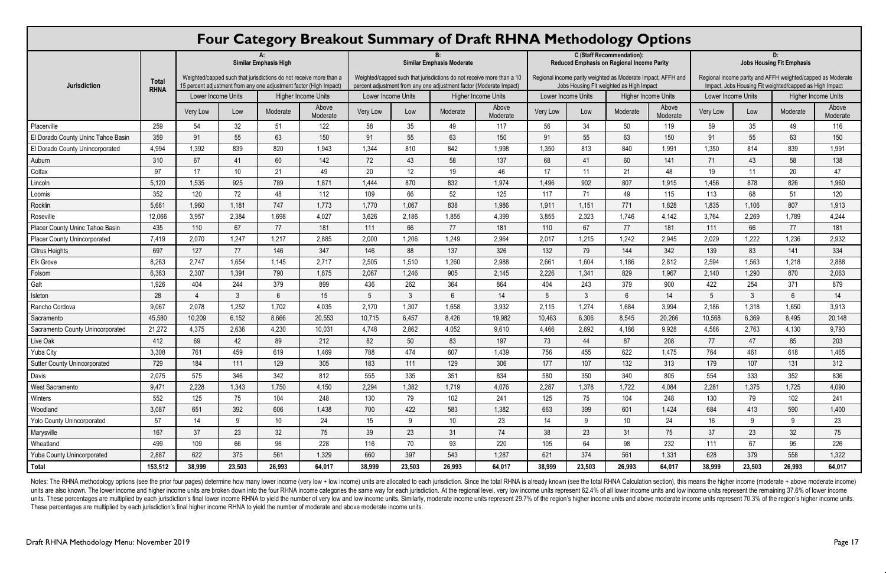# Four Category Breakout Summary of Draft RHNA Methodology Options

| Jurisdiction | Total RHNA | A: Similar Emphasis High | | | | B: Similar Emphasis Moderate | | | | C (Staff Recommendation): Reduced Emphasis on Regional Income Parity | | | | D: Jobs Housing Fit Emphasis | | | |
|---|---|---|---|---|---|---|---|---|---|---|---|---|---|---|---|---|---|
| | | Weighted/capped such that jurisdictions do not receive more than a 15 percent adjustment from any one adjustment factor (High Impact) | | | | Weighted/capped such that jurisdictions do not receive more than a 10 percent adjustment from any one adjustment factor (Moderate Impact) | | | | Regional income parity weighted as Moderate Impact, AFFH and Jobs Housing Fit weighted as High Impact | | | | Regional income parity and AFFH weighted/capped as Moderate Impact, Jobs Housing Fit weighted/capped as High Impact | | | |
| | | Lower Income Units | | Higher Income Units | | Lower Income Units | | Higher Income Units | | Lower Income Units | | Higher Income Units | | Lower Income Units | | Higher Income Units | |
| | | Very Low | Low | Moderate | Above Moderate | Very Low | Low | Moderate | Above Moderate | Very Low | Low | Moderate | Above Moderate | Very Low | Low | Moderate | Above Moderate |
| Placerville | 259 | 54 | 32 | 51 | 122 | 58 | 35 | 49 | 117 | 56 | 34 | 50 | 119 | 59 | 35 | 49 | 116 |
| El Dorado County Uninc Tahoe Basin | 359 | 91 | 55 | 63 | 150 | 91 | 55 | 63 | 150 | 91 | 55 | 63 | 150 | 91 | 55 | 63 | 150 |
| El Dorado County Unincorporated | 4,994 | 1,392 | 839 | 820 | 1,943 | 1,344 | 810 | 842 | 1,998 | 1,350 | 813 | 840 | 1,991 | 1,350 | 814 | 839 | 1,991 |
| Auburn | 310 | 67 | 41 | 60 | 142 | 72 | 43 | 58 | 137 | 68 | 41 | 60 | 141 | 71 | 43 | 58 | 138 |
| Colfax | 97 | 17 | 10 | 21 | 49 | 20 | 12 | 19 | 46 | 17 | 11 | 21 | 48 | 19 | 11 | 20 | 47 |
| Lincoln | 5,120 | 1,535 | 925 | 789 | 1,871 | 1,444 | 870 | 832 | 1,974 | 1,496 | 902 | 807 | 1,915 | 1,456 | 878 | 826 | 1,960 |
| Loomis | 352 | 120 | 72 | 48 | 112 | 109 | 66 | 52 | 125 | 117 | 71 | 49 | 115 | 113 | 68 | 51 | 120 |
| Rocklin | 5,661 | 1,960 | 1,181 | 747 | 1,773 | 1,770 | 1,067 | 838 | 1,986 | 1,911 | 1,151 | 771 | 1,828 | 1,835 | 1,106 | 807 | 1,913 |
| Roseville | 12,066 | 3,957 | 2,384 | 1,698 | 4,027 | 3,626 | 2,186 | 1,855 | 4,399 | 3,855 | 2,323 | 1,746 | 4,142 | 3,764 | 2,269 | 1,789 | 4,244 |
| Placer County Uninc Tahoe Basin | 435 | 110 | 67 | 77 | 181 | 111 | 66 | 77 | 181 | 110 | 67 | 77 | 181 | 111 | 66 | 77 | 181 |
| Placer County Unincorporated | 7,419 | 2,070 | 1,247 | 1,217 | 2,885 | 2,000 | 1,206 | 1,249 | 2,964 | 2,017 | 1,215 | 1,242 | 2,945 | 2,029 | 1,222 | 1,236 | 2,932 |
| Citrus Heights | 697 | 127 | 77 | 146 | 347 | 146 | 88 | 137 | 326 | 132 | 79 | 144 | 342 | 139 | 83 | 141 | 334 |
| Elk Grove | 8,263 | 2,747 | 1,654 | 1,145 | 2,717 | 2,505 | 1,510 | 1,260 | 2,988 | 2,661 | 1,604 | 1,186 | 2,812 | 2,594 | 1,563 | 1,218 | 2,888 |
| Folsom | 6,363 | 2,307 | 1,391 | 790 | 1,875 | 2,067 | 1,246 | 905 | 2,145 | 2,226 | 1,341 | 829 | 1,967 | 2,140 | 1,290 | 870 | 2,063 |
| Galt | 1,926 | 404 | 244 | 379 | 899 | 436 | 262 | 364 | 864 | 404 | 243 | 379 | 900 | 422 | 254 | 371 | 879 |
| Isleton | 28 | 4 | 3 | 6 | 15 | 5 | 3 | 6 | 14 | 5 | 3 | 6 | 14 | 5 | 3 | 6 | 14 |
| Rancho Cordova | 9,067 | 2,078 | 1,252 | 1,702 | 4,035 | 2,170 | 1,307 | 1,658 | 3,932 | 2,115 | 1,274 | 1,684 | 3,994 | 2,186 | 1,318 | 1,650 | 3,913 |
| Sacramento | 45,580 | 10,209 | 6,152 | 8,666 | 20,553 | 10,715 | 6,457 | 8,426 | 19,982 | 10,463 | 6,306 | 8,545 | 20,266 | 10,568 | 6,369 | 8,495 | 20,148 |
| Sacramento County Unincorporated | 21,272 | 4,375 | 2,636 | 4,230 | 10,031 | 4,748 | 2,862 | 4,052 | 9,610 | 4,466 | 2,692 | 4,186 | 9,928 | 4,586 | 2,763 | 4,130 | 9,793 |
| Live Oak | 412 | 69 | 42 | 89 | 212 | 82 | 50 | 83 | 197 | 73 | 44 | 87 | 208 | 77 | 47 | 85 | 203 |
| Yuba City | 3,308 | 761 | 459 | 619 | 1,469 | 788 | 474 | 607 | 1,439 | 756 | 455 | 622 | 1,475 | 764 | 461 | 618 | 1,465 |
| Sutter County Unincorporated | 729 | 184 | 111 | 129 | 305 | 183 | 111 | 129 | 306 | 177 | 107 | 132 | 313 | 179 | 107 | 131 | 312 |
| Davis | 2,075 | 575 | 346 | 342 | 812 | 555 | 335 | 351 | 834 | 580 | 350 | 340 | 805 | 554 | 333 | 352 | 836 |
| West Sacramento | 9,471 | 2,228 | 1,343 | 1,750 | 4,150 | 2,294 | 1,382 | 1,719 | 4,076 | 2,287 | 1,378 | 1,722 | 4,084 | 2,281 | 1,375 | 1,725 | 4,090 |
| Winters | 552 | 125 | 75 | 104 | 248 | 130 | 79 | 102 | 241 | 125 | 75 | 104 | 248 | 130 | 79 | 102 | 241 |
| Woodland | 3,087 | 651 | 392 | 606 | 1,438 | 700 | 422 | 583 | 1,382 | 663 | 399 | 601 | 1,424 | 684 | 413 | 590 | 1,400 |
| Yolo County Unincorporated | 57 | 14 | 9 | 10 | 24 | 15 | 9 | 10 | 23 | 14 | 9 | 10 | 24 | 16 | 9 | 9 | 23 |
| Marysville | 167 | 37 | 23 | 32 | 75 | 39 | 23 | 31 | 74 | 38 | 23 | 31 | 75 | 37 | 23 | 32 | 75 |
| Wheatland | 499 | 109 | 66 | 96 | 228 | 116 | 70 | 93 | 220 | 105 | 64 | 98 | 232 | 111 | 67 | 95 | 226 |
| Yuba County Unincorporated | 2,887 | 622 | 375 | 561 | 1,329 | 660 | 397 | 543 | 1,287 | 621 | 374 | 561 | 1,331 | 628 | 379 | 558 | 1,322 |
| **Total** | **153,512** | **38,999** | **23,503** | **26,993** | **64,017** | **38,999** | **23,503** | **26,993** | **64,017** | **38,999** | **23,503** | **26,993** | **64,017** | **38,999** | **23,503** | **26,993** | **64,017** |

Notes: The RHNA methodology options (see the prior four pages) determine how many lower income (very low + low income) units are allocated to each jurisdiction. Since the total RHNA is already known (see the total RHNA Calculation section), this means the higher income (moderate + above moderate income) units are also known. The lower income and higher income units are broken down into the four RHNA income categories the same way for each jurisdiction. At the regional level, very low income units represent 62.4% of all lower income units and low income units represent the remaining 37.6% of lower income units. These percentages are multiplied by each jurisdiction's final lower income RHNA to yield the number of very low and low income units. Similarly, moderate income units represent 29.7% of the region's higher income units and above moderate income units represent 70.3% of the region's higher income units. These percentages are multiplied by each jurisdiction's final higher income RHNA to yield the number of moderate and above moderate income units.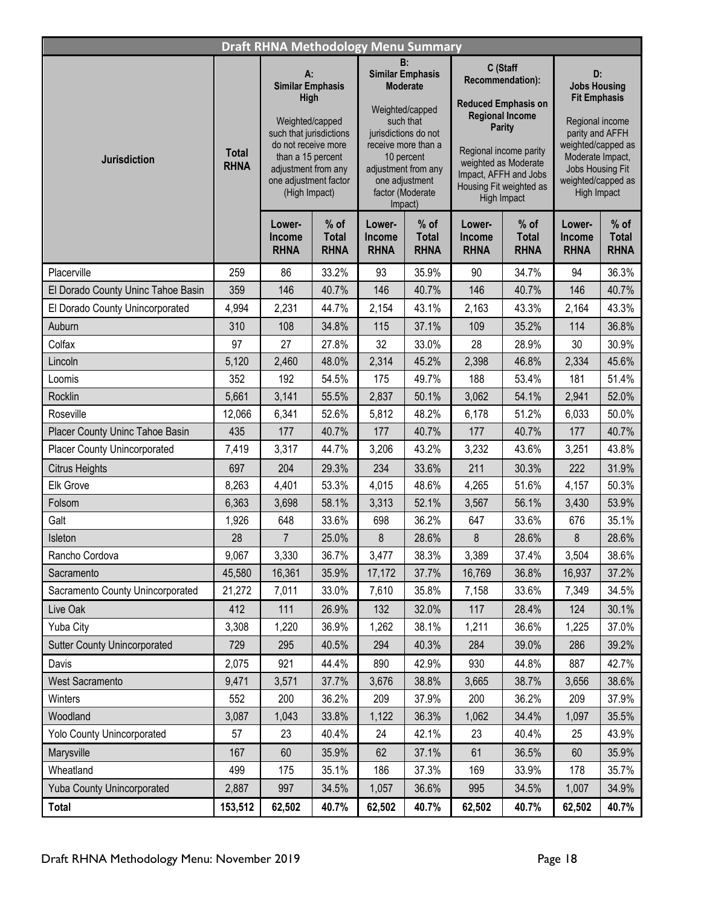| Draft RHNA Methodology Menu Summary | | | | | | | | | | |
|---|---|---|---|---|---|---|---|---|---|---|
| Jurisdiction | Total RHNA | A: Similar Emphasis High<br>Weighted/capped such that jurisdictions do not receive more than a 15 percent adjustment from any one adjustment factor (High Impact) | | B: Similar Emphasis Moderate<br>Weighted/capped such that jurisdictions do not receive more than a 10 percent adjustment from any one adjustment factor (Moderate Impact) | | C (Staff Recommendation): Reduced Emphasis on Regional Income Parity<br>Regional income parity weighted as Moderate Impact, AFFH and Jobs Housing Fit weighted as High Impact | | D: Jobs Housing Fit Emphasis<br>Regional income parity and AFFH weighted/capped as Moderate Impact, Jobs Housing Fit weighted/capped as High Impact | |
| | | Lower-Income RHNA | % of Total RHNA | Lower-Income RHNA | % of Total RHNA | Lower-Income RHNA | % of Total RHNA | Lower-Income RHNA | % of Total RHNA |
| Placerville | 259 | 86 | 33.2% | 93 | 35.9% | 90 | 34.7% | 94 | 36.3% |
| El Dorado County Uninc Tahoe Basin | 359 | 146 | 40.7% | 146 | 40.7% | 146 | 40.7% | 146 | 40.7% |
| El Dorado County Unincorporated | 4,994 | 2,231 | 44.7% | 2,154 | 43.1% | 2,163 | 43.3% | 2,164 | 43.3% |
| Auburn | 310 | 108 | 34.8% | 115 | 37.1% | 109 | 35.2% | 114 | 36.8% |
| Colfax | 97 | 27 | 27.8% | 32 | 33.0% | 28 | 28.9% | 30 | 30.9% |
| Lincoln | 5,120 | 2,460 | 48.0% | 2,314 | 45.2% | 2,398 | 46.8% | 2,334 | 45.6% |
| Loomis | 352 | 192 | 54.5% | 175 | 49.7% | 188 | 53.4% | 181 | 51.4% |
| Rocklin | 5,661 | 3,141 | 55.5% | 2,837 | 50.1% | 3,062 | 54.1% | 2,941 | 52.0% |
| Roseville | 12,066 | 6,341 | 52.6% | 5,812 | 48.2% | 6,178 | 51.2% | 6,033 | 50.0% |
| Placer County Uninc Tahoe Basin | 435 | 177 | 40.7% | 177 | 40.7% | 177 | 40.7% | 177 | 40.7% |
| Placer County Unincorporated | 7,419 | 3,317 | 44.7% | 3,206 | 43.2% | 3,232 | 43.6% | 3,251 | 43.8% |
| Citrus Heights | 697 | 204 | 29.3% | 234 | 33.6% | 211 | 30.3% | 222 | 31.9% |
| Elk Grove | 8,263 | 4,401 | 53.3% | 4,015 | 48.6% | 4,265 | 51.6% | 4,157 | 50.3% |
| Folsom | 6,363 | 3,698 | 58.1% | 3,313 | 52.1% | 3,567 | 56.1% | 3,430 | 53.9% |
| Galt | 1,926 | 648 | 33.6% | 698 | 36.2% | 647 | 33.6% | 676 | 35.1% |
| Isleton | 28 | 7 | 25.0% | 8 | 28.6% | 8 | 28.6% | 8 | 28.6% |
| Rancho Cordova | 9,067 | 3,330 | 36.7% | 3,477 | 38.3% | 3,389 | 37.4% | 3,504 | 38.6% |
| Sacramento | 45,580 | 16,361 | 35.9% | 17,172 | 37.7% | 16,769 | 36.8% | 16,937 | 37.2% |
| Sacramento County Unincorporated | 21,272 | 7,011 | 33.0% | 7,610 | 35.8% | 7,158 | 33.6% | 7,349 | 34.5% |
| Live Oak | 412 | 111 | 26.9% | 132 | 32.0% | 117 | 28.4% | 124 | 30.1% |
| Yuba City | 3,308 | 1,220 | 36.9% | 1,262 | 38.1% | 1,211 | 36.6% | 1,225 | 37.0% |
| Sutter County Unincorporated | 729 | 295 | 40.5% | 294 | 40.3% | 284 | 39.0% | 286 | 39.2% |
| Davis | 2,075 | 921 | 44.4% | 890 | 42.9% | 930 | 44.8% | 887 | 42.7% |
| West Sacramento | 9,471 | 3,571 | 37.7% | 3,676 | 38.8% | 3,665 | 38.7% | 3,656 | 38.6% |
| Winters | 552 | 200 | 36.2% | 209 | 37.9% | 200 | 36.2% | 209 | 37.9% |
| Woodland | 3,087 | 1,043 | 33.8% | 1,122 | 36.3% | 1,062 | 34.4% | 1,097 | 35.5% |
| Yolo County Unincorporated | 57 | 23 | 40.4% | 24 | 42.1% | 23 | 40.4% | 25 | 43.9% |
| Marysville | 167 | 60 | 35.9% | 62 | 37.1% | 61 | 36.5% | 60 | 35.9% |
| Wheatland | 499 | 175 | 35.1% | 186 | 37.3% | 169 | 33.9% | 178 | 35.7% |
| Yuba County Unincorporated | 2,887 | 997 | 34.5% | 1,057 | 36.6% | 995 | 34.5% | 1,007 | 34.9% |
| **Total** | **153,512** | **62,502** | **40.7%** | **62,502** | **40.7%** | **62,502** | **40.7%** | **62,502** | **40.7%** |